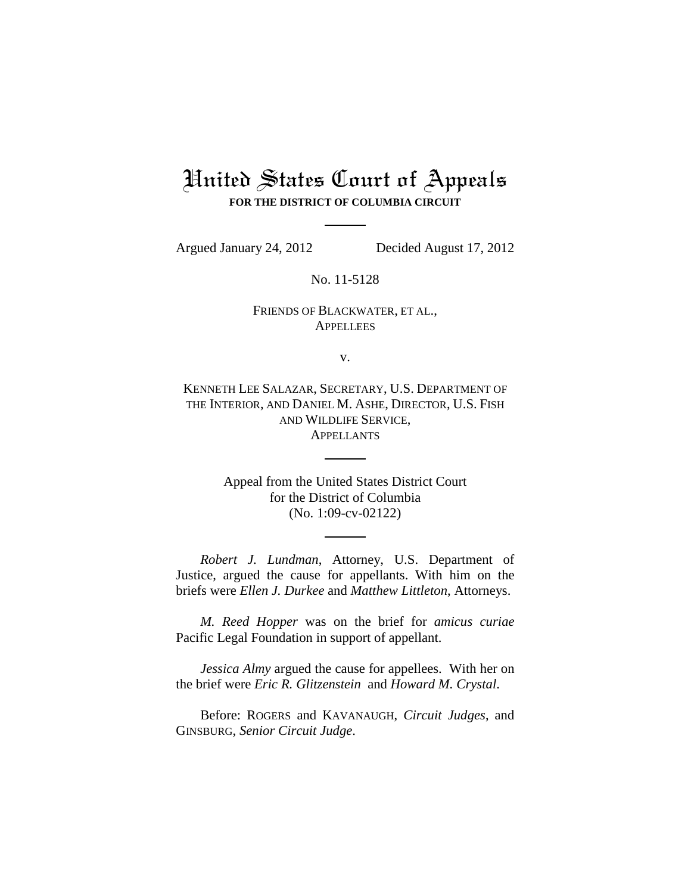# United States Court of Appeals

**FOR THE DISTRICT OF COLUMBIA CIRCUIT**

Argued January 24, 2012 Decided August 17, 2012

No. 11-5128

FRIENDS OF BLACKWATER, ET AL.,
APPELLEES

v.

KENNETH LEE SALAZAR, SECRETARY, U.S. DEPARTMENT OF THE INTERIOR, AND DANIEL M. ASHE, DIRECTOR, U.S. FISH AND WILDLIFE SERVICE,
APPELLANTS

Appeal from the United States District Court
for the District of Columbia
(No. 1:09-cv-02122)

*Robert J. Lundman*, Attorney, U.S. Department of Justice, argued the cause for appellants. With him on the briefs were *Ellen J. Durkee* and *Matthew Littleton*, Attorneys.

*M. Reed Hopper* was on the brief for *amicus curiae* Pacific Legal Foundation in support of appellant.

*Jessica Almy* argued the cause for appellees. With her on the brief were *Eric R. Glitzenstein* and *Howard M. Crystal*.

Before: ROGERS and KAVANAUGH, *Circuit Judges*, and GINSBURG, *Senior Circuit Judge*.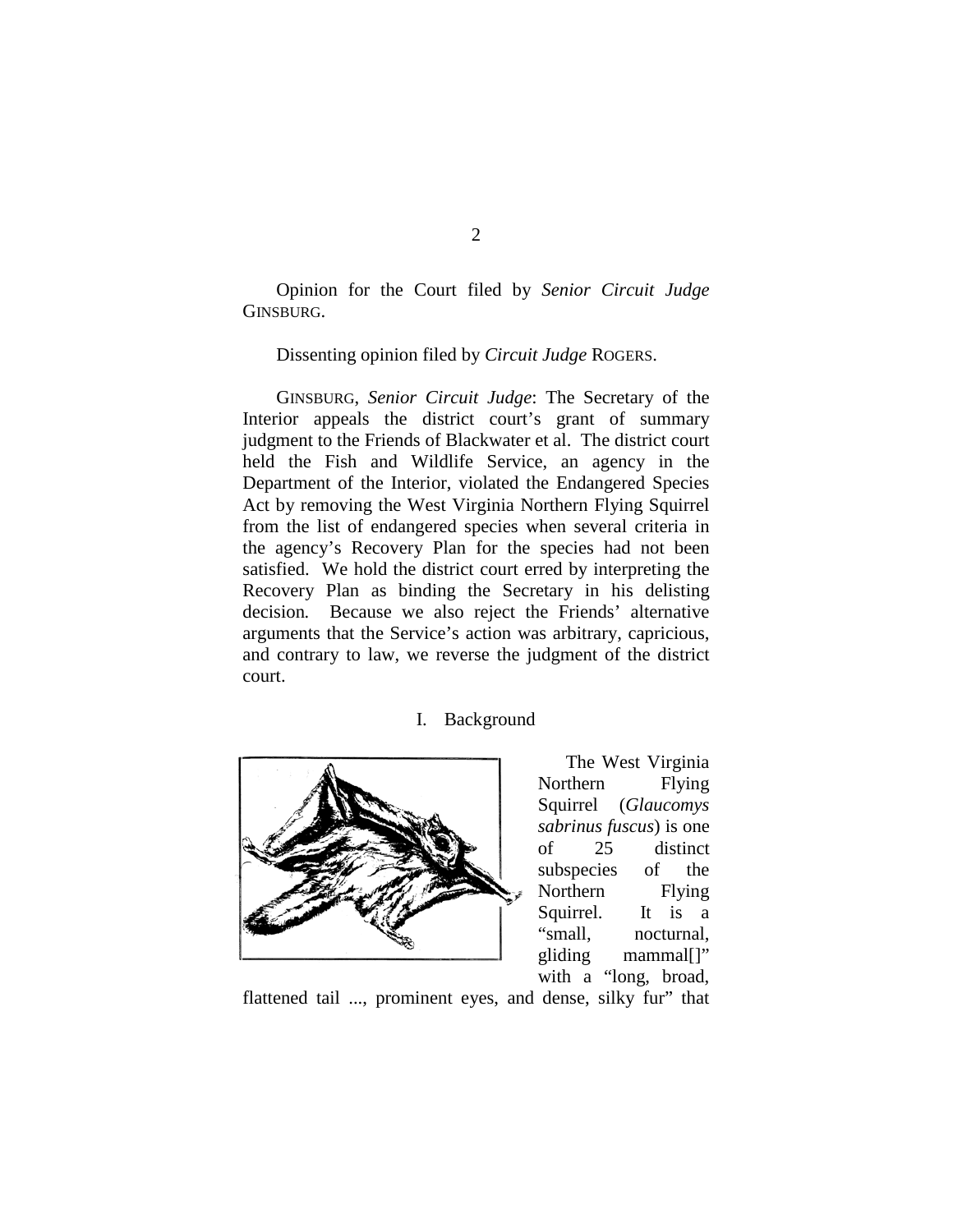Opinion for the Court filed by *Senior Circuit Judge* GINSBURG.

Dissenting opinion filed by *Circuit Judge* ROGERS.

GINSBURG, *Senior Circuit Judge*: The Secretary of the Interior appeals the district court's grant of summary judgment to the Friends of Blackwater et al. The district court held the Fish and Wildlife Service, an agency in the Department of the Interior, violated the Endangered Species Act by removing the West Virginia Northern Flying Squirrel from the list of endangered species when several criteria in the agency's Recovery Plan for the species had not been satisfied. We hold the district court erred by interpreting the Recovery Plan as binding the Secretary in his delisting decision. Because we also reject the Friends' alternative arguments that the Service's action was arbitrary, capricious, and contrary to law, we reverse the judgment of the district court.

## I. Background

The West Virginia Northern Flying Squirrel (*Glaucomys sabrinus fuscus*) is one of 25 distinct subspecies of the Northern Flying Squirrel. It is a "small, nocturnal, gliding mammal[]" with a "long, broad, flattened tail ..., prominent eyes, and dense, silky fur" that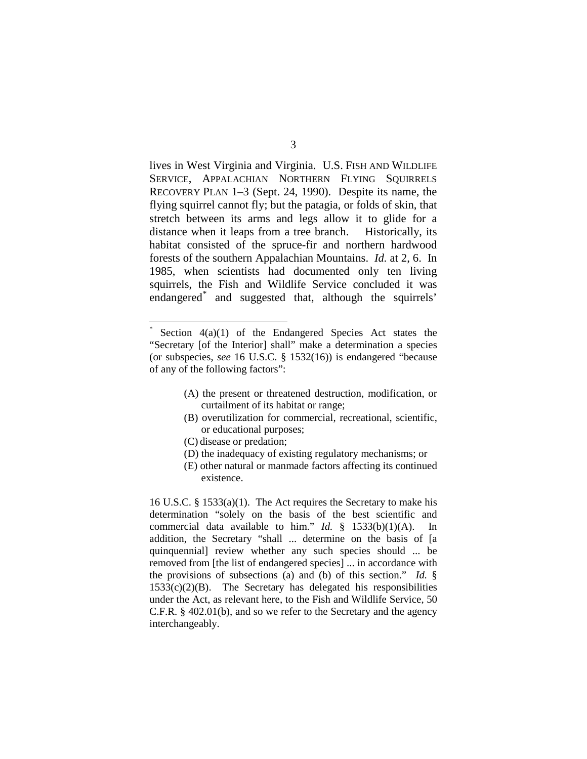lives in West Virginia and Virginia. U.S. FISH AND WILDLIFE SERVICE, APPALACHIAN NORTHERN FLYING SQUIRRELS RECOVERY PLAN 1–3 (Sept. 24, 1990). Despite its name, the flying squirrel cannot fly; but the patagia, or folds of skin, that stretch between its arms and legs allow it to glide for a distance when it leaps from a tree branch. Historically, its habitat consisted of the spruce-fir and northern hardwood forests of the southern Appalachian Mountains. *Id.* at 2, 6. In 1985, when scientists had documented only ten living squirrels, the Fish and Wildlife Service concluded it was endangered[*] and suggested that, although the squirrels'

---

[*] Section 4(a)(1) of the Endangered Species Act states the "Secretary [of the Interior] shall" make a determination a species (or subspecies, *see* 16 U.S.C. § 1532(16)) is endangered "because of any of the following factors":

> (A) the present or threatened destruction, modification, or curtailment of its habitat or range;
> (B) overutilization for commercial, recreational, scientific, or educational purposes;
> (C) disease or predation;
> (D) the inadequacy of existing regulatory mechanisms; or
> (E) other natural or manmade factors affecting its continued existence.

16 U.S.C. § 1533(a)(1). The Act requires the Secretary to make his determination "solely on the basis of the best scientific and commercial data available to him." *Id.* § 1533(b)(1)(A). In addition, the Secretary "shall ... determine on the basis of [a quinquennial] review whether any such species should ... be removed from [the list of endangered species] ... in accordance with the provisions of subsections (a) and (b) of this section." *Id.* § 1533(c)(2)(B). The Secretary has delegated his responsibilities under the Act, as relevant here, to the Fish and Wildlife Service, 50 C.F.R. § 402.01(b), and so we refer to the Secretary and the agency interchangeably.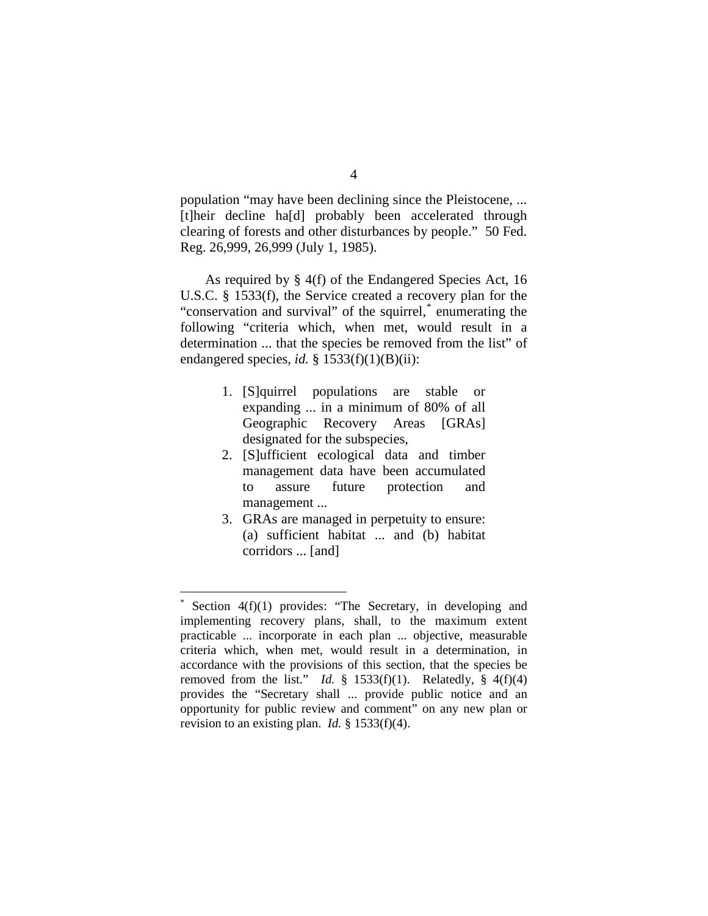population "may have been declining since the Pleistocene, ... [t]heir decline ha[d] probably been accelerated through clearing of forests and other disturbances by people." 50 Fed. Reg. 26,999, 26,999 (July 1, 1985).

As required by § 4(f) of the Endangered Species Act, 16 U.S.C. § 1533(f), the Service created a recovery plan for the "conservation and survival" of the squirrel,* enumerating the following "criteria which, when met, would result in a determination ... that the species be removed from the list" of endangered species, *id.* § 1533(f)(1)(B)(ii):

> 1. [S]quirrel populations are stable or expanding ... in a minimum of 80% of all Geographic Recovery Areas [GRAs] designated for the subspecies,
> 2. [S]ufficient ecological data and timber management data have been accumulated to assure future protection and management ...
> 3. GRAs are managed in perpetuity to ensure: (a) sufficient habitat ... and (b) habitat corridors ... [and]

---

* Section 4(f)(1) provides: "The Secretary, in developing and implementing recovery plans, shall, to the maximum extent practicable ... incorporate in each plan ... objective, measurable criteria which, when met, would result in a determination, in accordance with the provisions of this section, that the species be removed from the list." *Id.* § 1533(f)(1). Relatedly, § 4(f)(4) provides the "Secretary shall ... provide public notice and an opportunity for public review and comment" on any new plan or revision to an existing plan. *Id.* § 1533(f)(4).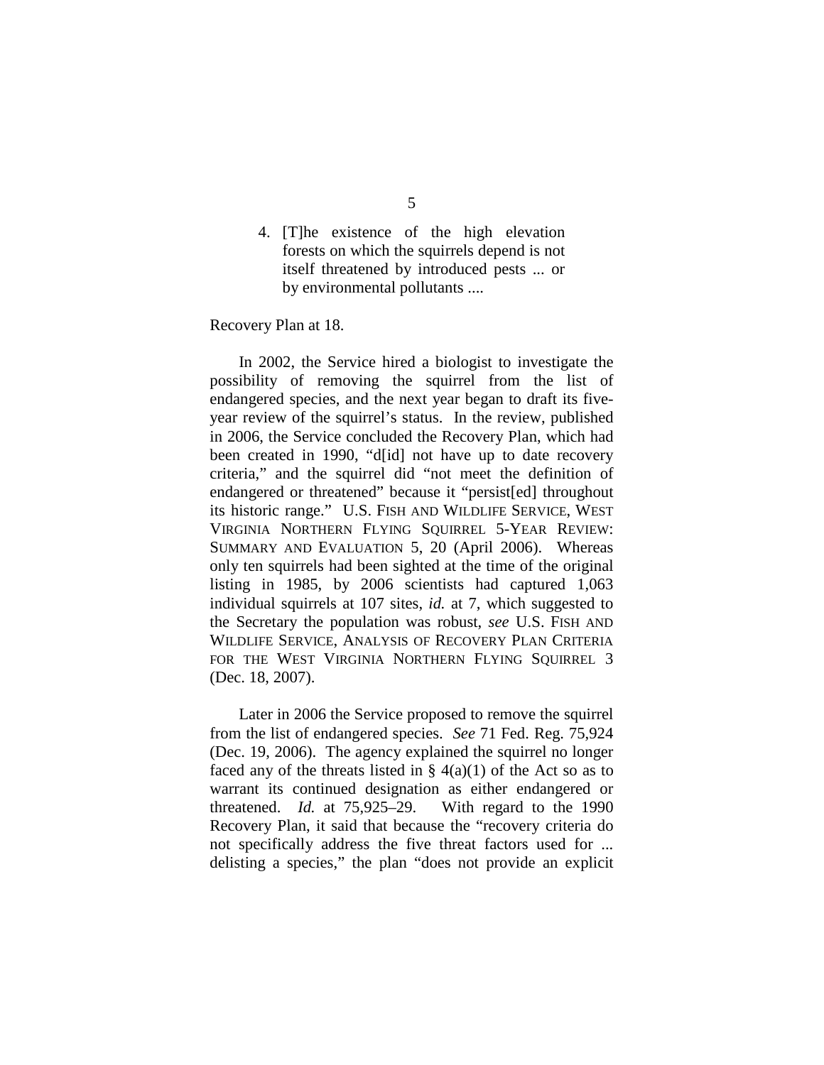4. [T]he existence of the high elevation forests on which the squirrels depend is not itself threatened by introduced pests ... or by environmental pollutants ....

Recovery Plan at 18.

In 2002, the Service hired a biologist to investigate the possibility of removing the squirrel from the list of endangered species, and the next year began to draft its five-year review of the squirrel's status. In the review, published in 2006, the Service concluded the Recovery Plan, which had been created in 1990, "d[id] not have up to date recovery criteria," and the squirrel did "not meet the definition of endangered or threatened" because it "persist[ed] throughout its historic range." U.S. FISH AND WILDLIFE SERVICE, WEST VIRGINIA NORTHERN FLYING SQUIRREL 5-YEAR REVIEW: SUMMARY AND EVALUATION 5, 20 (April 2006). Whereas only ten squirrels had been sighted at the time of the original listing in 1985, by 2006 scientists had captured 1,063 individual squirrels at 107 sites, *id.* at 7, which suggested to the Secretary the population was robust, *see* U.S. FISH AND WILDLIFE SERVICE, ANALYSIS OF RECOVERY PLAN CRITERIA FOR THE WEST VIRGINIA NORTHERN FLYING SQUIRREL 3 (Dec. 18, 2007).

Later in 2006 the Service proposed to remove the squirrel from the list of endangered species. *See* 71 Fed. Reg. 75,924 (Dec. 19, 2006). The agency explained the squirrel no longer faced any of the threats listed in § 4(a)(1) of the Act so as to warrant its continued designation as either endangered or threatened. *Id.* at 75,925–29. With regard to the 1990 Recovery Plan, it said that because the "recovery criteria do not specifically address the five threat factors used for ... delisting a species," the plan "does not provide an explicit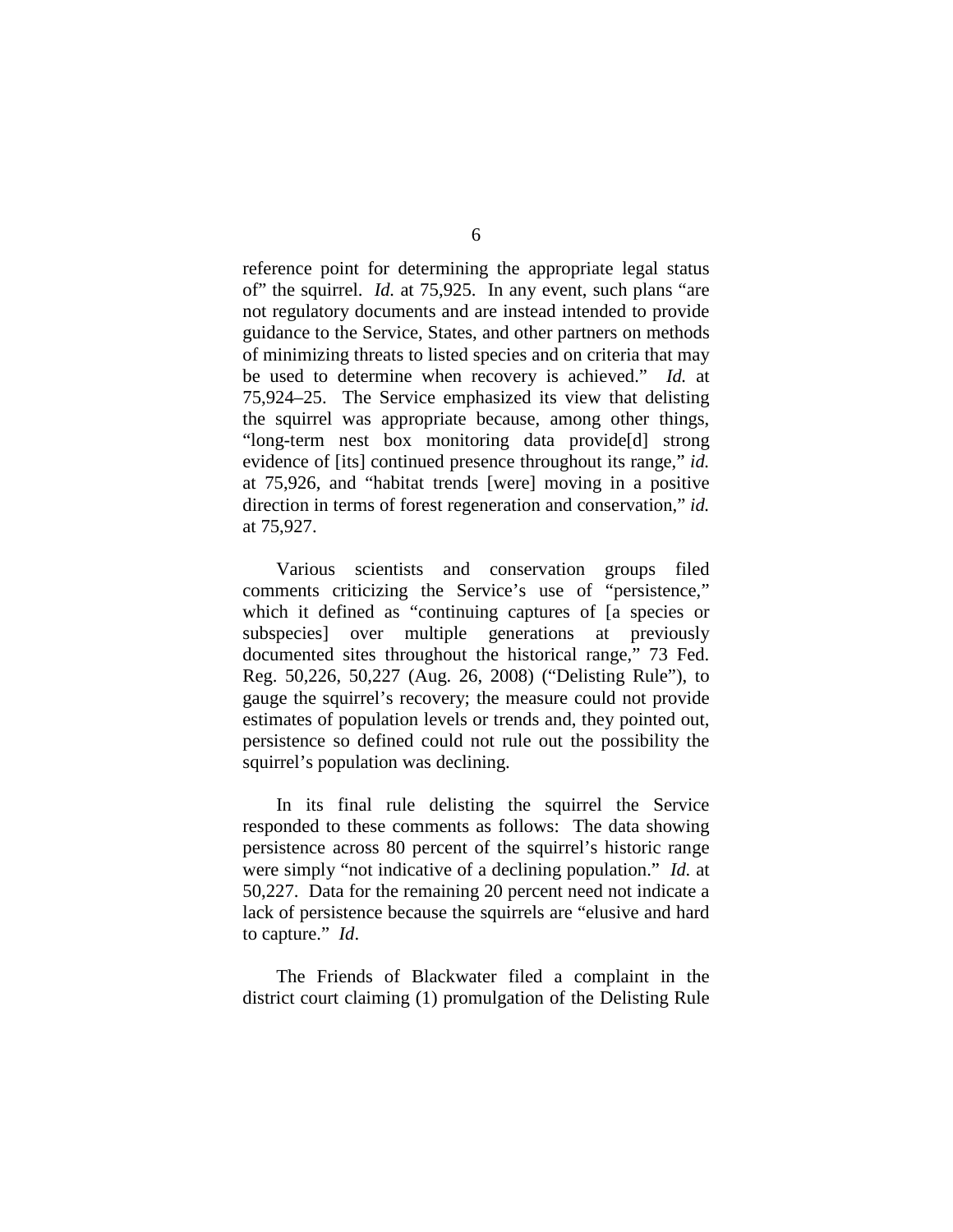reference point for determining the appropriate legal status of" the squirrel. *Id.* at 75,925. In any event, such plans "are not regulatory documents and are instead intended to provide guidance to the Service, States, and other partners on methods of minimizing threats to listed species and on criteria that may be used to determine when recovery is achieved." *Id.* at 75,924–25. The Service emphasized its view that delisting the squirrel was appropriate because, among other things, "long-term nest box monitoring data provide[d] strong evidence of [its] continued presence throughout its range," *id.* at 75,926, and "habitat trends [were] moving in a positive direction in terms of forest regeneration and conservation," *id.* at 75,927.

Various scientists and conservation groups filed comments criticizing the Service's use of "persistence," which it defined as "continuing captures of [a species or subspecies] over multiple generations at previously documented sites throughout the historical range," 73 Fed. Reg. 50,226, 50,227 (Aug. 26, 2008) ("Delisting Rule"), to gauge the squirrel's recovery; the measure could not provide estimates of population levels or trends and, they pointed out, persistence so defined could not rule out the possibility the squirrel's population was declining.

In its final rule delisting the squirrel the Service responded to these comments as follows: The data showing persistence across 80 percent of the squirrel's historic range were simply "not indicative of a declining population." *Id.* at 50,227. Data for the remaining 20 percent need not indicate a lack of persistence because the squirrels are "elusive and hard to capture." *Id*.

The Friends of Blackwater filed a complaint in the district court claiming (1) promulgation of the Delisting Rule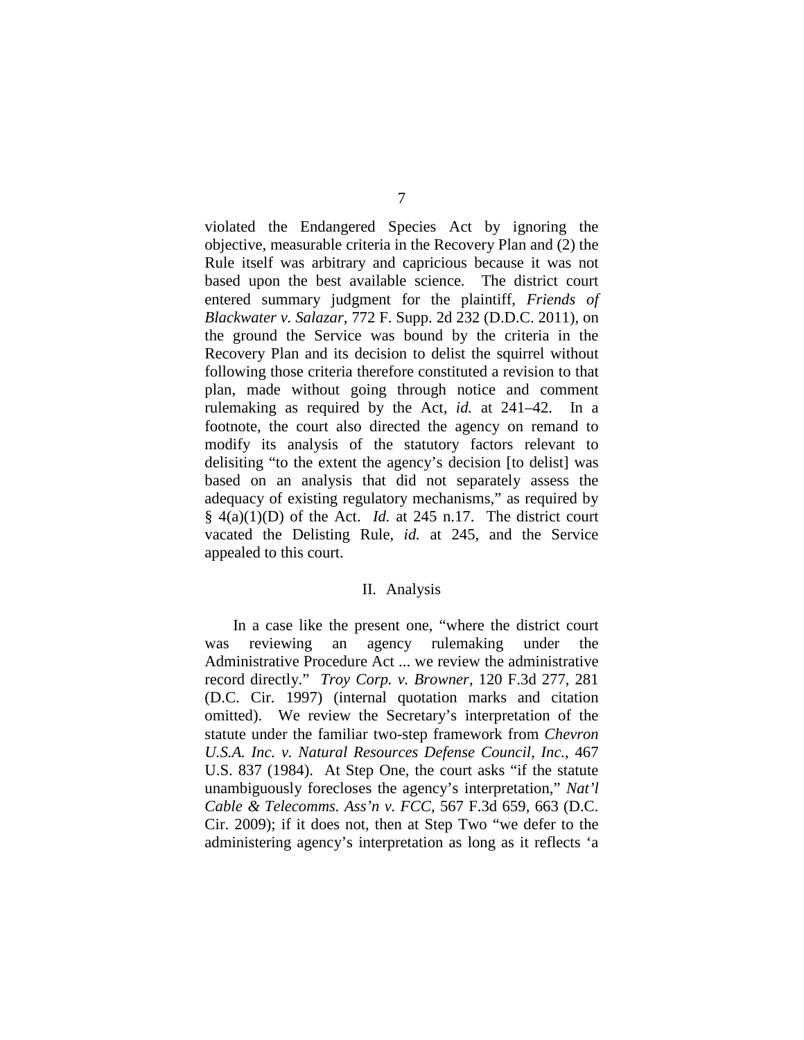violated the Endangered Species Act by ignoring the objective, measurable criteria in the Recovery Plan and (2) the Rule itself was arbitrary and capricious because it was not based upon the best available science. The district court entered summary judgment for the plaintiff, *Friends of Blackwater v. Salazar*, 772 F. Supp. 2d 232 (D.D.C. 2011), on the ground the Service was bound by the criteria in the Recovery Plan and its decision to delist the squirrel without following those criteria therefore constituted a revision to that plan, made without going through notice and comment rulemaking as required by the Act, *id.* at 241–42. In a footnote, the court also directed the agency on remand to modify its analysis of the statutory factors relevant to delisiting "to the extent the agency's decision [to delist] was based on an analysis that did not separately assess the adequacy of existing regulatory mechanisms," as required by § 4(a)(1)(D) of the Act. *Id.* at 245 n.17. The district court vacated the Delisting Rule, *id.* at 245, and the Service appealed to this court.

## II. Analysis

In a case like the present one, "where the district court was reviewing an agency rulemaking under the Administrative Procedure Act ... we review the administrative record directly." *Troy Corp. v. Browner*, 120 F.3d 277, 281 (D.C. Cir. 1997) (internal quotation marks and citation omitted). We review the Secretary's interpretation of the statute under the familiar two-step framework from *Chevron U.S.A. Inc. v. Natural Resources Defense Council, Inc.*, 467 U.S. 837 (1984). At Step One, the court asks "if the statute unambiguously forecloses the agency's interpretation," *Nat'l Cable & Telecomms. Ass'n v. FCC*, 567 F.3d 659, 663 (D.C. Cir. 2009); if it does not, then at Step Two "we defer to the administering agency's interpretation as long as it reflects 'a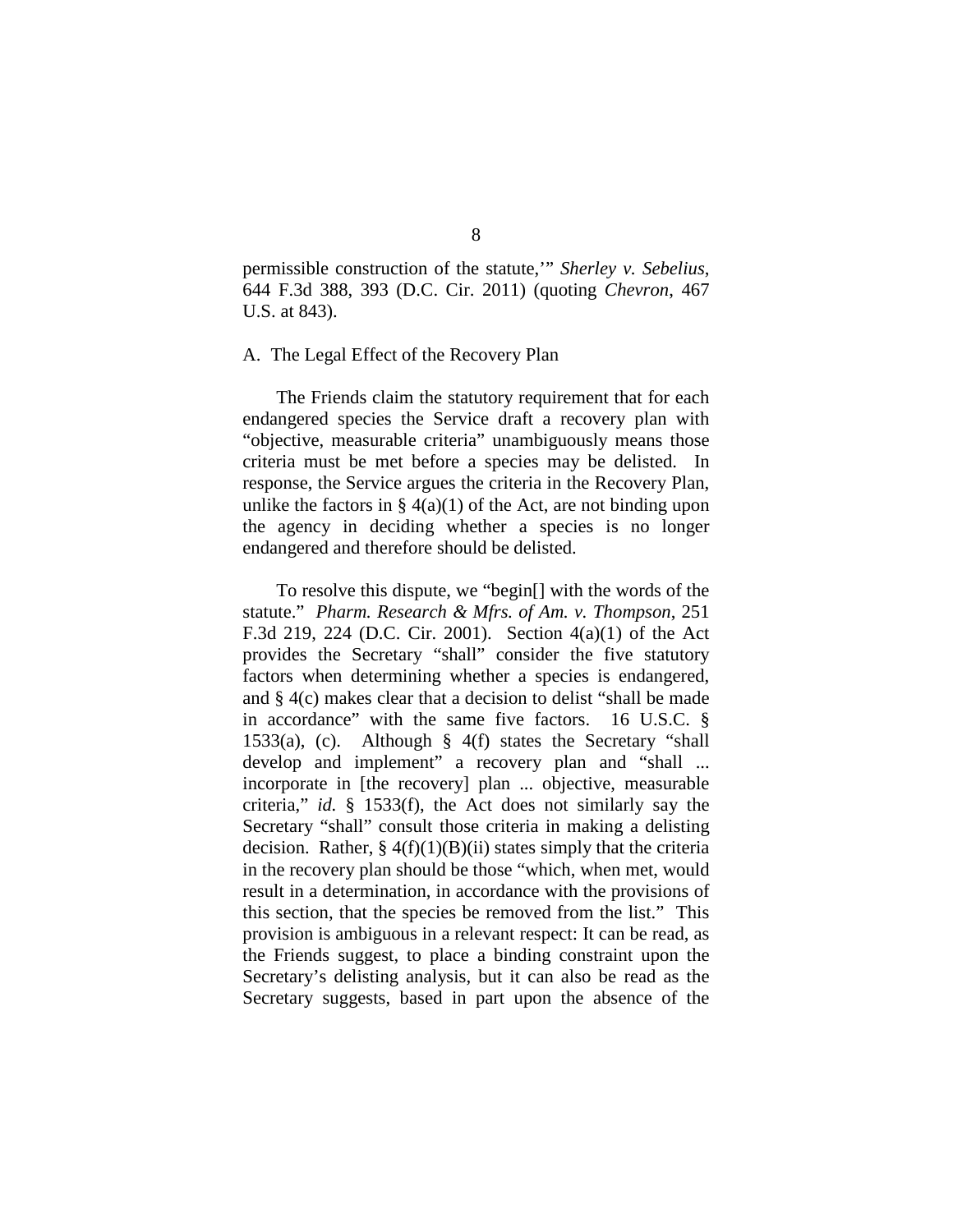permissible construction of the statute,'" *Sherley v. Sebelius*, 644 F.3d 388, 393 (D.C. Cir. 2011) (quoting *Chevron*, 467 U.S. at 843).

A. The Legal Effect of the Recovery Plan

The Friends claim the statutory requirement that for each endangered species the Service draft a recovery plan with "objective, measurable criteria" unambiguously means those criteria must be met before a species may be delisted. In response, the Service argues the criteria in the Recovery Plan, unlike the factors in § 4(a)(1) of the Act, are not binding upon the agency in deciding whether a species is no longer endangered and therefore should be delisted.

To resolve this dispute, we "begin[] with the words of the statute." *Pharm. Research & Mfrs. of Am. v. Thompson*, 251 F.3d 219, 224 (D.C. Cir. 2001). Section 4(a)(1) of the Act provides the Secretary "shall" consider the five statutory factors when determining whether a species is endangered, and § 4(c) makes clear that a decision to delist "shall be made in accordance" with the same five factors. 16 U.S.C. § 1533(a), (c). Although § 4(f) states the Secretary "shall develop and implement" a recovery plan and "shall ... incorporate in [the recovery] plan ... objective, measurable criteria," *id.* § 1533(f), the Act does not similarly say the Secretary "shall" consult those criteria in making a delisting decision. Rather, § 4(f)(1)(B)(ii) states simply that the criteria in the recovery plan should be those "which, when met, would result in a determination, in accordance with the provisions of this section, that the species be removed from the list." This provision is ambiguous in a relevant respect: It can be read, as the Friends suggest, to place a binding constraint upon the Secretary's delisting analysis, but it can also be read as the Secretary suggests, based in part upon the absence of the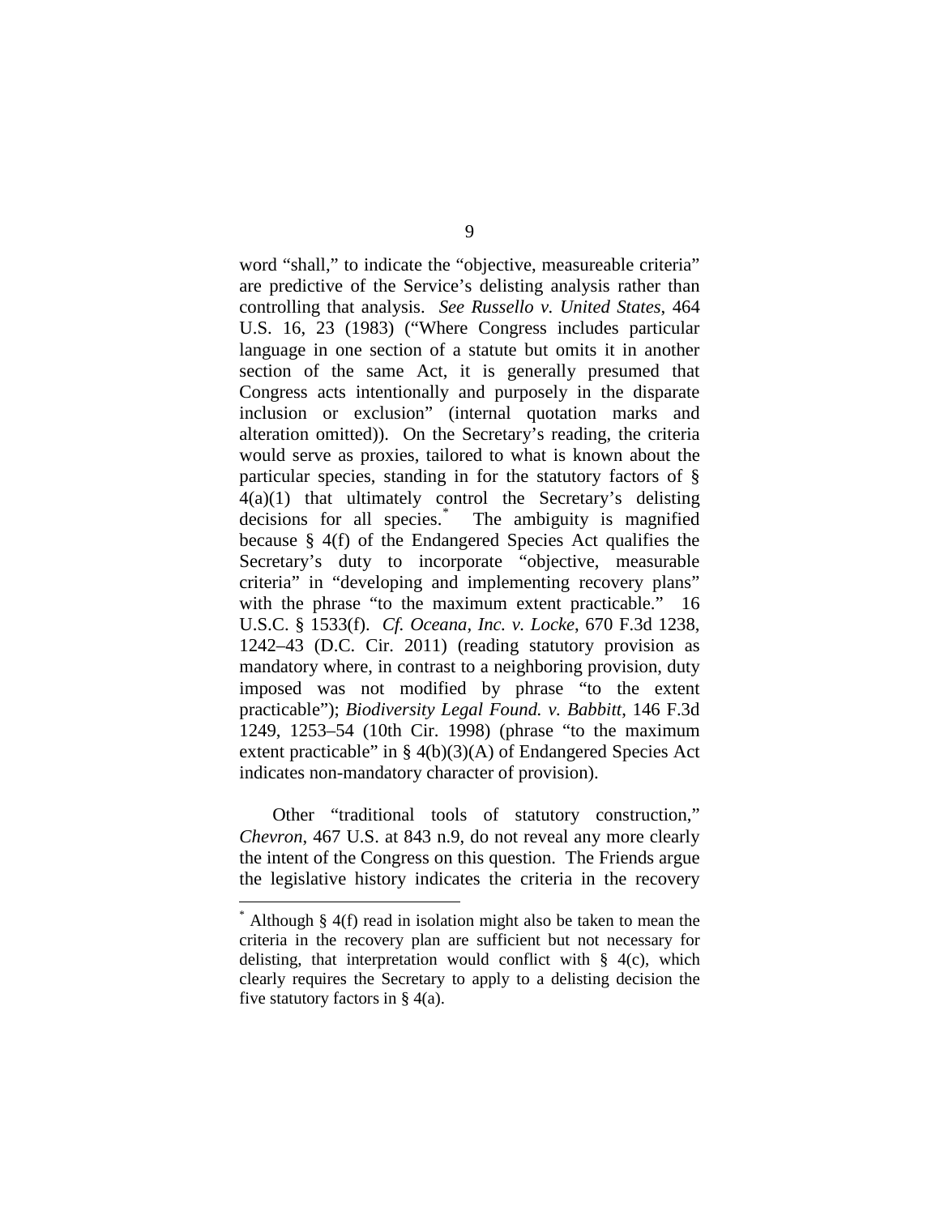word "shall," to indicate the "objective, measureable criteria" are predictive of the Service's delisting analysis rather than controlling that analysis. *See Russello v. United States*, 464 U.S. 16, 23 (1983) ("Where Congress includes particular language in one section of a statute but omits it in another section of the same Act, it is generally presumed that Congress acts intentionally and purposely in the disparate inclusion or exclusion" (internal quotation marks and alteration omitted)). On the Secretary's reading, the criteria would serve as proxies, tailored to what is known about the particular species, standing in for the statutory factors of § 4(a)(1) that ultimately control the Secretary's delisting decisions for all species.* The ambiguity is magnified because § 4(f) of the Endangered Species Act qualifies the Secretary's duty to incorporate "objective, measurable criteria" in "developing and implementing recovery plans" with the phrase "to the maximum extent practicable." 16 U.S.C. § 1533(f). *Cf. Oceana, Inc. v. Locke*, 670 F.3d 1238, 1242–43 (D.C. Cir. 2011) (reading statutory provision as mandatory where, in contrast to a neighboring provision, duty imposed was not modified by phrase "to the extent practicable"); *Biodiversity Legal Found. v. Babbitt*, 146 F.3d 1249, 1253–54 (10th Cir. 1998) (phrase "to the maximum extent practicable" in § 4(b)(3)(A) of Endangered Species Act indicates non-mandatory character of provision).

Other "traditional tools of statutory construction," *Chevron*, 467 U.S. at 843 n.9, do not reveal any more clearly the intent of the Congress on this question. The Friends argue the legislative history indicates the criteria in the recovery

* Although § 4(f) read in isolation might also be taken to mean the criteria in the recovery plan are sufficient but not necessary for delisting, that interpretation would conflict with § 4(c), which clearly requires the Secretary to apply to a delisting decision the five statutory factors in § 4(a).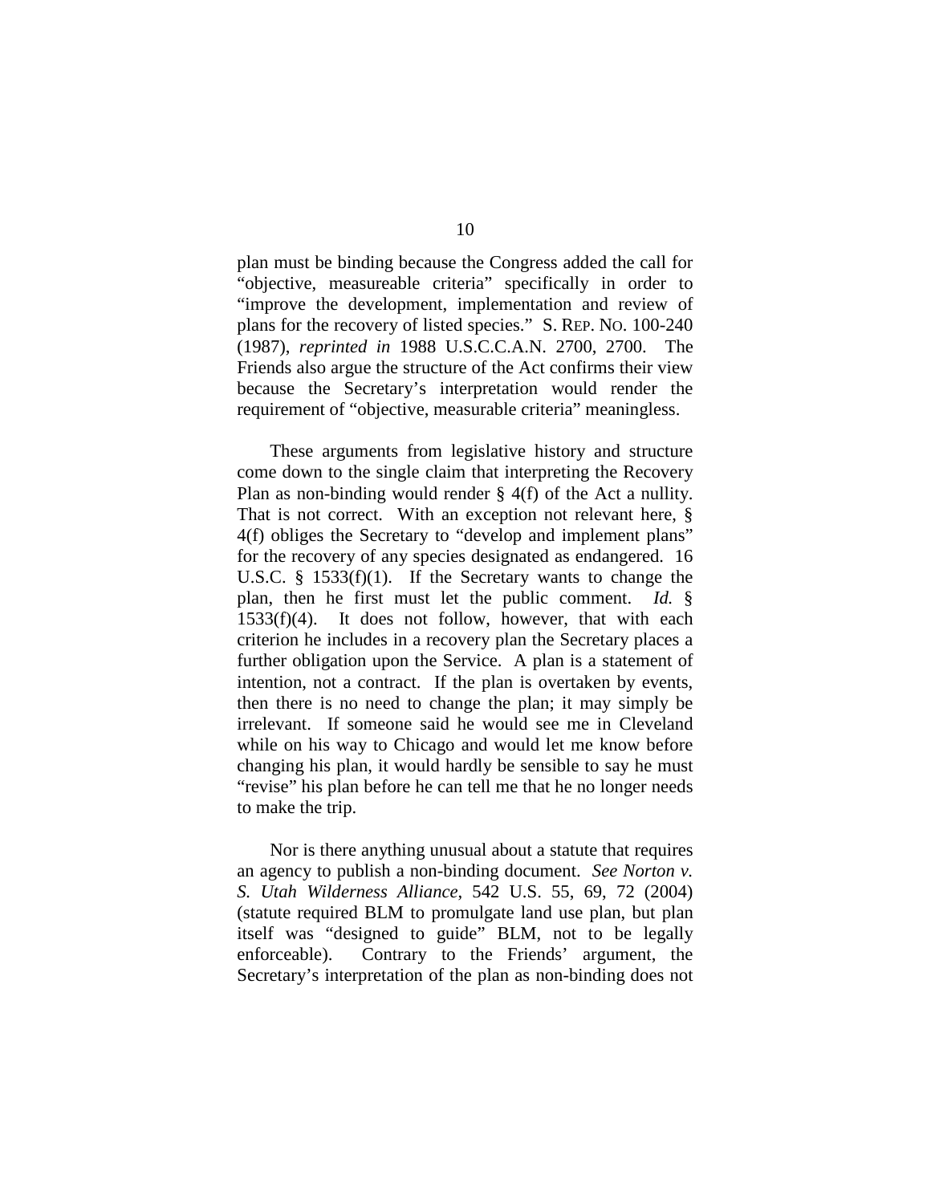plan must be binding because the Congress added the call for "objective, measureable criteria" specifically in order to "improve the development, implementation and review of plans for the recovery of listed species." S. REP. NO. 100-240 (1987), *reprinted in* 1988 U.S.C.C.A.N. 2700, 2700. The Friends also argue the structure of the Act confirms their view because the Secretary's interpretation would render the requirement of "objective, measurable criteria" meaningless.

These arguments from legislative history and structure come down to the single claim that interpreting the Recovery Plan as non-binding would render § 4(f) of the Act a nullity. That is not correct. With an exception not relevant here, § 4(f) obliges the Secretary to "develop and implement plans" for the recovery of any species designated as endangered. 16 U.S.C. § 1533(f)(1). If the Secretary wants to change the plan, then he first must let the public comment. *Id.* § 1533(f)(4). It does not follow, however, that with each criterion he includes in a recovery plan the Secretary places a further obligation upon the Service. A plan is a statement of intention, not a contract. If the plan is overtaken by events, then there is no need to change the plan; it may simply be irrelevant. If someone said he would see me in Cleveland while on his way to Chicago and would let me know before changing his plan, it would hardly be sensible to say he must "revise" his plan before he can tell me that he no longer needs to make the trip.

Nor is there anything unusual about a statute that requires an agency to publish a non-binding document. *See Norton v. S. Utah Wilderness Alliance*, 542 U.S. 55, 69, 72 (2004) (statute required BLM to promulgate land use plan, but plan itself was "designed to guide" BLM, not to be legally enforceable). Contrary to the Friends' argument, the Secretary's interpretation of the plan as non-binding does not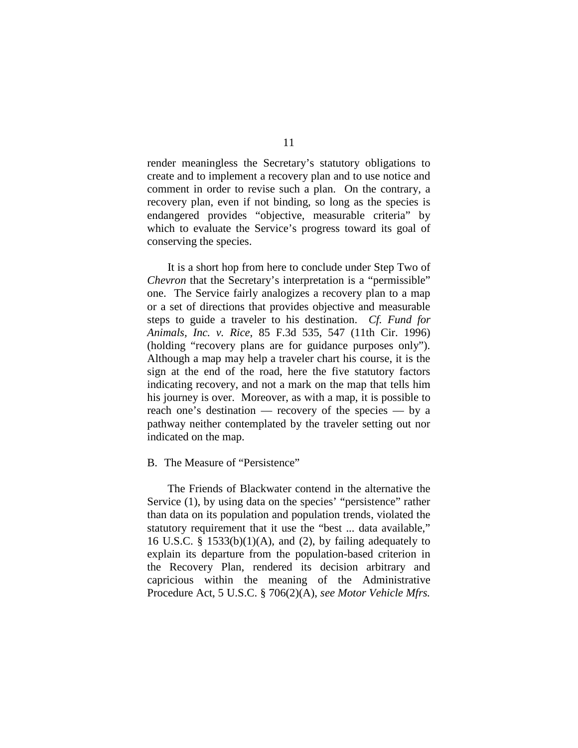render meaningless the Secretary's statutory obligations to create and to implement a recovery plan and to use notice and comment in order to revise such a plan. On the contrary, a recovery plan, even if not binding, so long as the species is endangered provides "objective, measurable criteria" by which to evaluate the Service's progress toward its goal of conserving the species.

It is a short hop from here to conclude under Step Two of *Chevron* that the Secretary's interpretation is a "permissible" one. The Service fairly analogizes a recovery plan to a map or a set of directions that provides objective and measurable steps to guide a traveler to his destination. *Cf. Fund for Animals, Inc. v. Rice*, 85 F.3d 535, 547 (11th Cir. 1996) (holding "recovery plans are for guidance purposes only"). Although a map may help a traveler chart his course, it is the sign at the end of the road, here the five statutory factors indicating recovery, and not a mark on the map that tells him his journey is over. Moreover, as with a map, it is possible to reach one's destination — recovery of the species — by a pathway neither contemplated by the traveler setting out nor indicated on the map.

B. The Measure of "Persistence"

The Friends of Blackwater contend in the alternative the Service (1), by using data on the species' "persistence" rather than data on its population and population trends, violated the statutory requirement that it use the "best ... data available," 16 U.S.C. § 1533(b)(1)(A), and (2), by failing adequately to explain its departure from the population-based criterion in the Recovery Plan, rendered its decision arbitrary and capricious within the meaning of the Administrative Procedure Act, 5 U.S.C. § 706(2)(A), *see Motor Vehicle Mfrs.*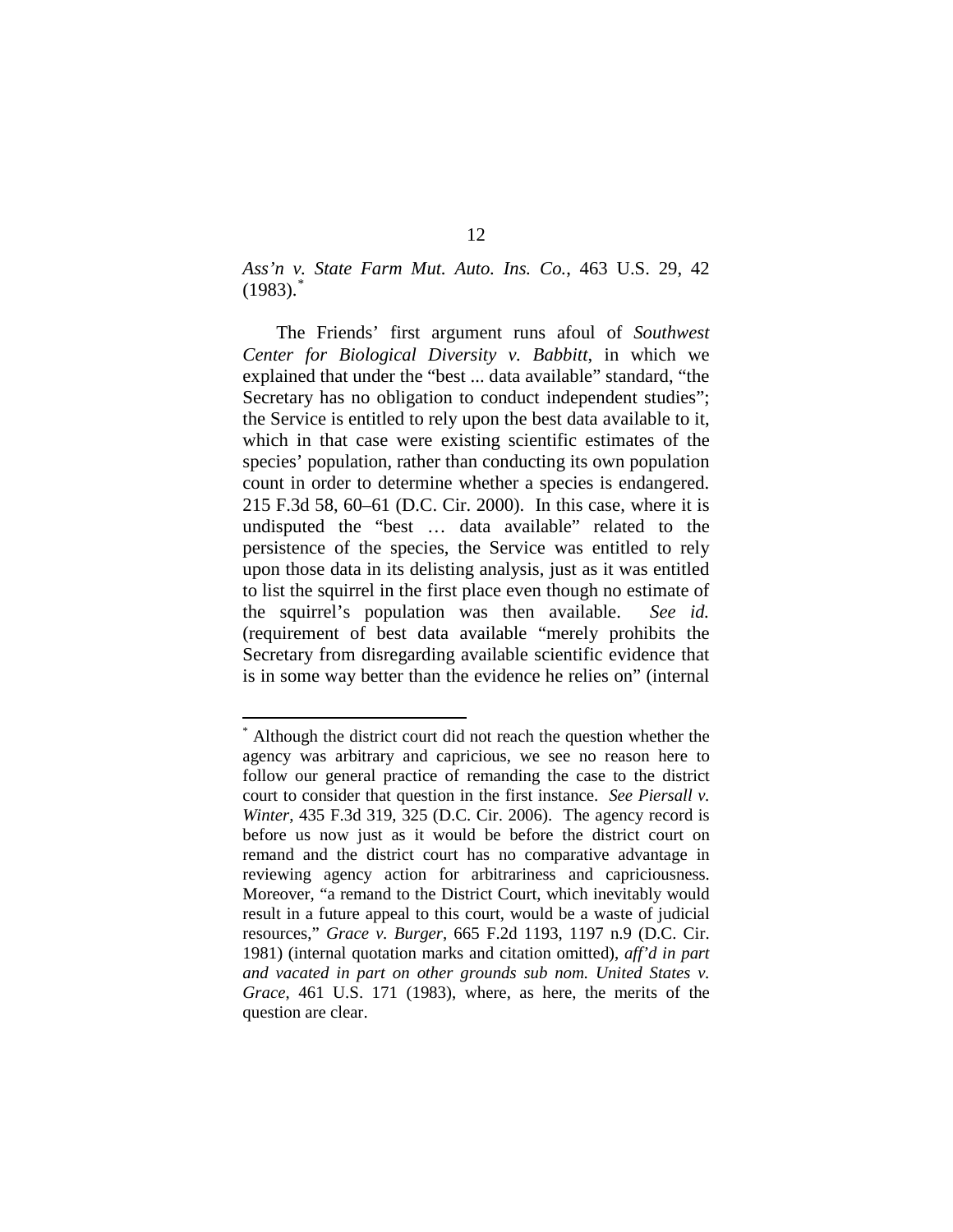*Ass'n v. State Farm Mut. Auto. Ins. Co.*, 463 U.S. 29, 42 (1983).[*]

The Friends' first argument runs afoul of *Southwest Center for Biological Diversity v. Babbitt*, in which we explained that under the "best ... data available" standard, "the Secretary has no obligation to conduct independent studies"; the Service is entitled to rely upon the best data available to it, which in that case were existing scientific estimates of the species' population, rather than conducting its own population count in order to determine whether a species is endangered. 215 F.3d 58, 60–61 (D.C. Cir. 2000). In this case, where it is undisputed the "best … data available" related to the persistence of the species, the Service was entitled to rely upon those data in its delisting analysis, just as it was entitled to list the squirrel in the first place even though no estimate of the squirrel's population was then available. *See id.* (requirement of best data available "merely prohibits the Secretary from disregarding available scientific evidence that is in some way better than the evidence he relies on" (internal

---

[*] Although the district court did not reach the question whether the agency was arbitrary and capricious, we see no reason here to follow our general practice of remanding the case to the district court to consider that question in the first instance. *See Piersall v. Winter*, 435 F.3d 319, 325 (D.C. Cir. 2006). The agency record is before us now just as it would be before the district court on remand and the district court has no comparative advantage in reviewing agency action for arbitrariness and capriciousness. Moreover, "a remand to the District Court, which inevitably would result in a future appeal to this court, would be a waste of judicial resources," *Grace v. Burger*, 665 F.2d 1193, 1197 n.9 (D.C. Cir. 1981) (internal quotation marks and citation omitted), *aff'd in part and vacated in part on other grounds sub nom. United States v. Grace*, 461 U.S. 171 (1983), where, as here, the merits of the question are clear.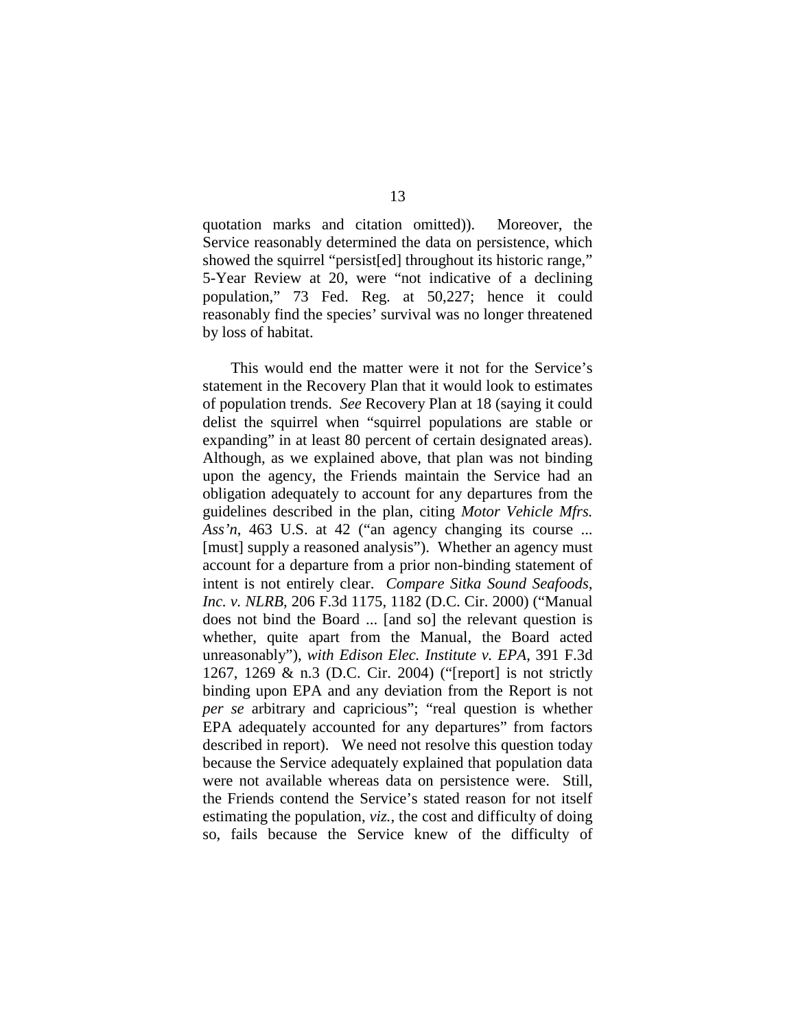quotation marks and citation omitted)). Moreover, the Service reasonably determined the data on persistence, which showed the squirrel "persist[ed] throughout its historic range," 5-Year Review at 20, were "not indicative of a declining population," 73 Fed. Reg. at 50,227; hence it could reasonably find the species' survival was no longer threatened by loss of habitat.

This would end the matter were it not for the Service's statement in the Recovery Plan that it would look to estimates of population trends. *See* Recovery Plan at 18 (saying it could delist the squirrel when "squirrel populations are stable or expanding" in at least 80 percent of certain designated areas). Although, as we explained above, that plan was not binding upon the agency, the Friends maintain the Service had an obligation adequately to account for any departures from the guidelines described in the plan, citing *Motor Vehicle Mfrs. Ass'n*, 463 U.S. at 42 ("an agency changing its course ... [must] supply a reasoned analysis"). Whether an agency must account for a departure from a prior non-binding statement of intent is not entirely clear. *Compare Sitka Sound Seafoods, Inc. v. NLRB*, 206 F.3d 1175, 1182 (D.C. Cir. 2000) ("Manual does not bind the Board ... [and so] the relevant question is whether, quite apart from the Manual, the Board acted unreasonably"), *with Edison Elec. Institute v. EPA*, 391 F.3d 1267, 1269 & n.3 (D.C. Cir. 2004) ("[report] is not strictly binding upon EPA and any deviation from the Report is not *per se* arbitrary and capricious"; "real question is whether EPA adequately accounted for any departures" from factors described in report). We need not resolve this question today because the Service adequately explained that population data were not available whereas data on persistence were. Still, the Friends contend the Service's stated reason for not itself estimating the population, *viz.*, the cost and difficulty of doing so, fails because the Service knew of the difficulty of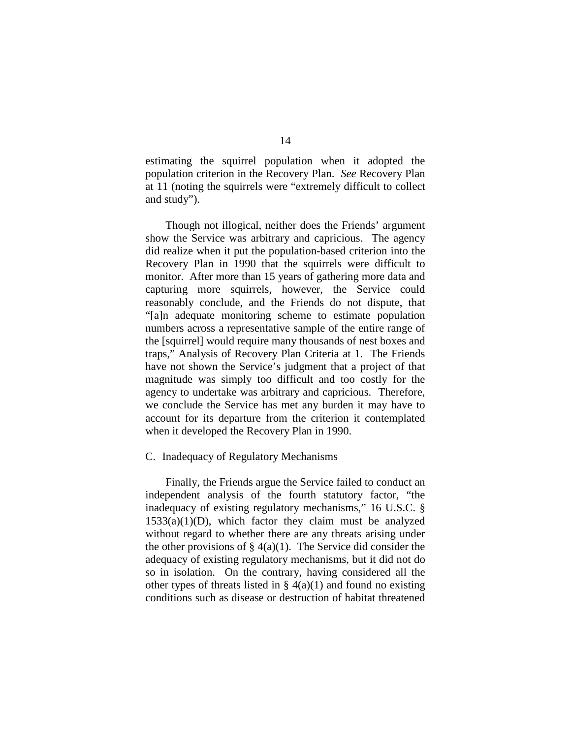estimating the squirrel population when it adopted the population criterion in the Recovery Plan. *See* Recovery Plan at 11 (noting the squirrels were "extremely difficult to collect and study").

Though not illogical, neither does the Friends' argument show the Service was arbitrary and capricious. The agency did realize when it put the population-based criterion into the Recovery Plan in 1990 that the squirrels were difficult to monitor. After more than 15 years of gathering more data and capturing more squirrels, however, the Service could reasonably conclude, and the Friends do not dispute, that "[a]n adequate monitoring scheme to estimate population numbers across a representative sample of the entire range of the [squirrel] would require many thousands of nest boxes and traps," Analysis of Recovery Plan Criteria at 1. The Friends have not shown the Service's judgment that a project of that magnitude was simply too difficult and too costly for the agency to undertake was arbitrary and capricious. Therefore, we conclude the Service has met any burden it may have to account for its departure from the criterion it contemplated when it developed the Recovery Plan in 1990.

C. Inadequacy of Regulatory Mechanisms

Finally, the Friends argue the Service failed to conduct an independent analysis of the fourth statutory factor, "the inadequacy of existing regulatory mechanisms," 16 U.S.C. § 1533(a)(1)(D), which factor they claim must be analyzed without regard to whether there are any threats arising under the other provisions of § 4(a)(1). The Service did consider the adequacy of existing regulatory mechanisms, but it did not do so in isolation. On the contrary, having considered all the other types of threats listed in § 4(a)(1) and found no existing conditions such as disease or destruction of habitat threatened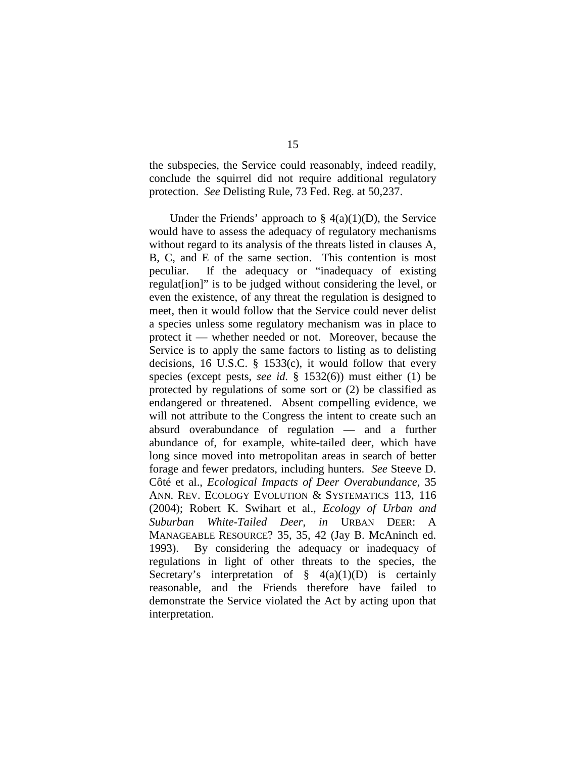the subspecies, the Service could reasonably, indeed readily, conclude the squirrel did not require additional regulatory protection. *See* Delisting Rule, 73 Fed. Reg. at 50,237.

Under the Friends' approach to § 4(a)(1)(D), the Service would have to assess the adequacy of regulatory mechanisms without regard to its analysis of the threats listed in clauses A, B, C, and E of the same section. This contention is most peculiar. If the adequacy or "inadequacy of existing regulat[ion]" is to be judged without considering the level, or even the existence, of any threat the regulation is designed to meet, then it would follow that the Service could never delist a species unless some regulatory mechanism was in place to protect it — whether needed or not. Moreover, because the Service is to apply the same factors to listing as to delisting decisions, 16 U.S.C. § 1533(c), it would follow that every species (except pests, *see id.* § 1532(6)) must either (1) be protected by regulations of some sort or (2) be classified as endangered or threatened. Absent compelling evidence, we will not attribute to the Congress the intent to create such an absurd overabundance of regulation — and a further abundance of, for example, white-tailed deer, which have long since moved into metropolitan areas in search of better forage and fewer predators, including hunters. *See* Steeve D. Côté et al., *Ecological Impacts of Deer Overabundance*, 35 ANN. REV. ECOLOGY EVOLUTION & SYSTEMATICS 113, 116 (2004); Robert K. Swihart et al., *Ecology of Urban and Suburban White-Tailed Deer*, *in* URBAN DEER: A MANAGEABLE RESOURCE? 35, 35, 42 (Jay B. McAninch ed. 1993). By considering the adequacy or inadequacy of regulations in light of other threats to the species, the Secretary's interpretation of § 4(a)(1)(D) is certainly reasonable, and the Friends therefore have failed to demonstrate the Service violated the Act by acting upon that interpretation.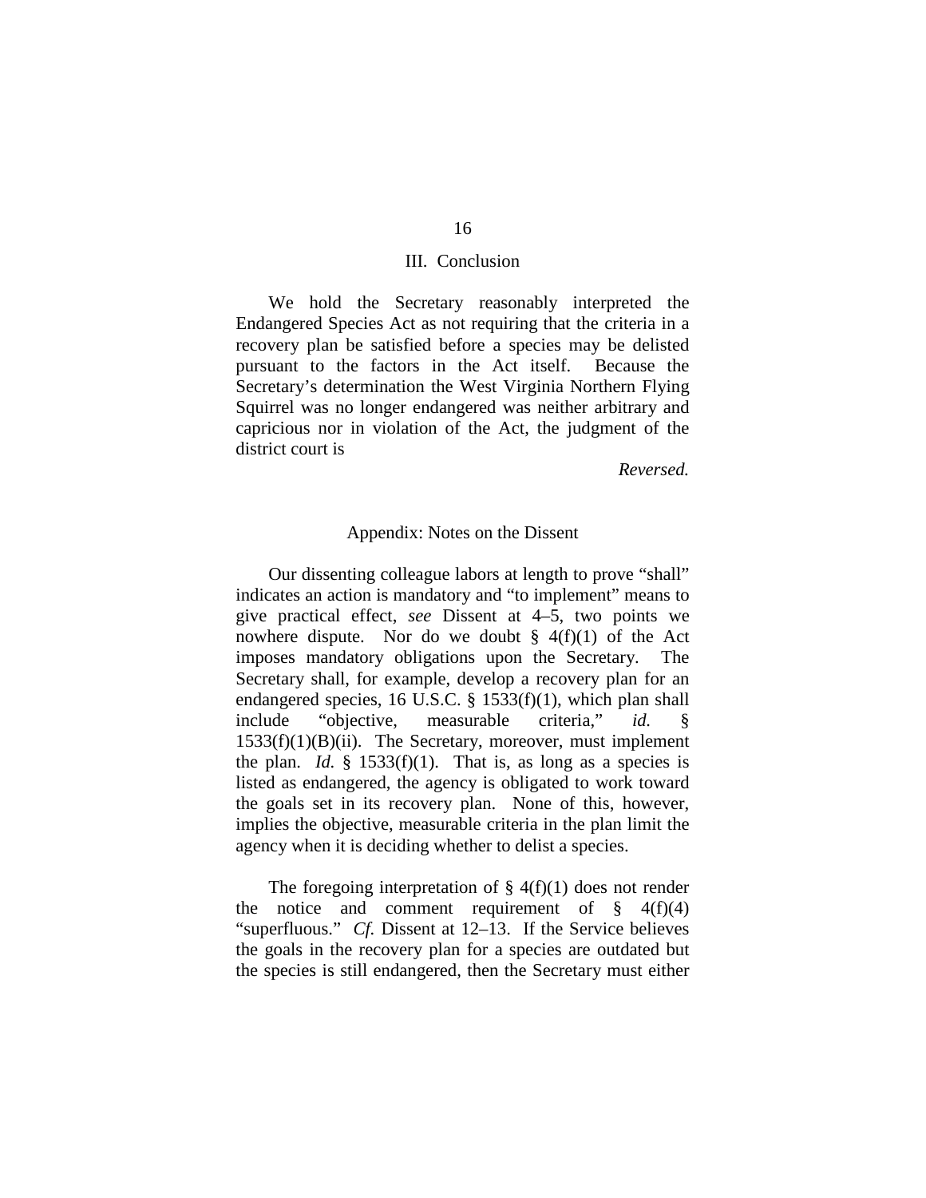## III. Conclusion

We hold the Secretary reasonably interpreted the Endangered Species Act as not requiring that the criteria in a recovery plan be satisfied before a species may be delisted pursuant to the factors in the Act itself. Because the Secretary's determination the West Virginia Northern Flying Squirrel was no longer endangered was neither arbitrary and capricious nor in violation of the Act, the judgment of the district court is

*Reversed.*

## Appendix: Notes on the Dissent

Our dissenting colleague labors at length to prove "shall" indicates an action is mandatory and "to implement" means to give practical effect, *see* Dissent at 4–5, two points we nowhere dispute. Nor do we doubt § 4(f)(1) of the Act imposes mandatory obligations upon the Secretary. The Secretary shall, for example, develop a recovery plan for an endangered species, 16 U.S.C. § 1533(f)(1), which plan shall include "objective, measurable criteria," *id.* § 1533(f)(1)(B)(ii). The Secretary, moreover, must implement the plan. *Id.* § 1533(f)(1). That is, as long as a species is listed as endangered, the agency is obligated to work toward the goals set in its recovery plan. None of this, however, implies the objective, measurable criteria in the plan limit the agency when it is deciding whether to delist a species.

The foregoing interpretation of § 4(f)(1) does not render the notice and comment requirement of § 4(f)(4) "superfluous." *Cf.* Dissent at 12–13. If the Service believes the goals in the recovery plan for a species are outdated but the species is still endangered, then the Secretary must either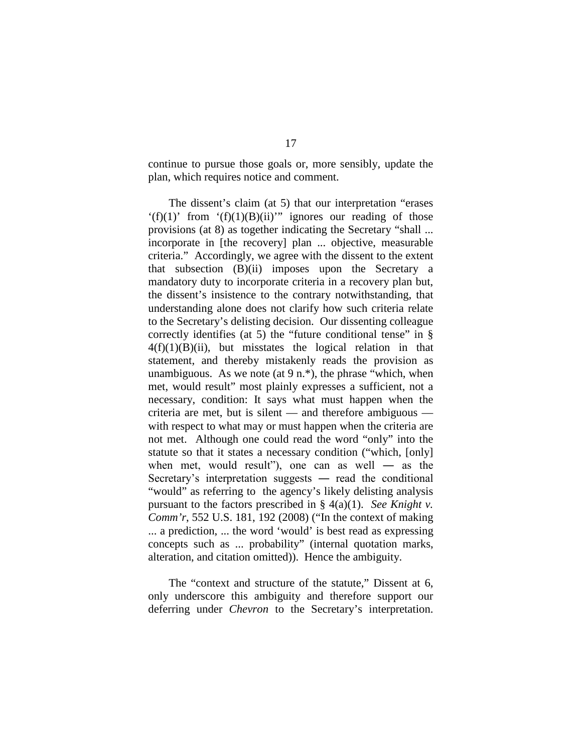continue to pursue those goals or, more sensibly, update the plan, which requires notice and comment.

The dissent's claim (at 5) that our interpretation "erases '(f)(1)' from '(f)(1)(B)(ii)'" ignores our reading of those provisions (at 8) as together indicating the Secretary "shall ... incorporate in [the recovery] plan ... objective, measurable criteria." Accordingly, we agree with the dissent to the extent that subsection (B)(ii) imposes upon the Secretary a mandatory duty to incorporate criteria in a recovery plan but, the dissent's insistence to the contrary notwithstanding, that understanding alone does not clarify how such criteria relate to the Secretary's delisting decision. Our dissenting colleague correctly identifies (at 5) the "future conditional tense" in § 4(f)(1)(B)(ii), but misstates the logical relation in that statement, and thereby mistakenly reads the provision as unambiguous. As we note (at 9 n.*), the phrase "which, when met, would result" most plainly expresses a sufficient, not a necessary, condition: It says what must happen when the criteria are met, but is silent — and therefore ambiguous — with respect to what may or must happen when the criteria are not met. Although one could read the word "only" into the statute so that it states a necessary condition ("which, [only] when met, would result"), one can as well — as the Secretary's interpretation suggests — read the conditional "would" as referring to the agency's likely delisting analysis pursuant to the factors prescribed in § 4(a)(1). *See Knight v. Comm'r*, 552 U.S. 181, 192 (2008) ("In the context of making ... a prediction, ... the word 'would' is best read as expressing concepts such as ... probability" (internal quotation marks, alteration, and citation omitted)). Hence the ambiguity.

The "context and structure of the statute," Dissent at 6, only underscore this ambiguity and therefore support our deferring under *Chevron* to the Secretary's interpretation.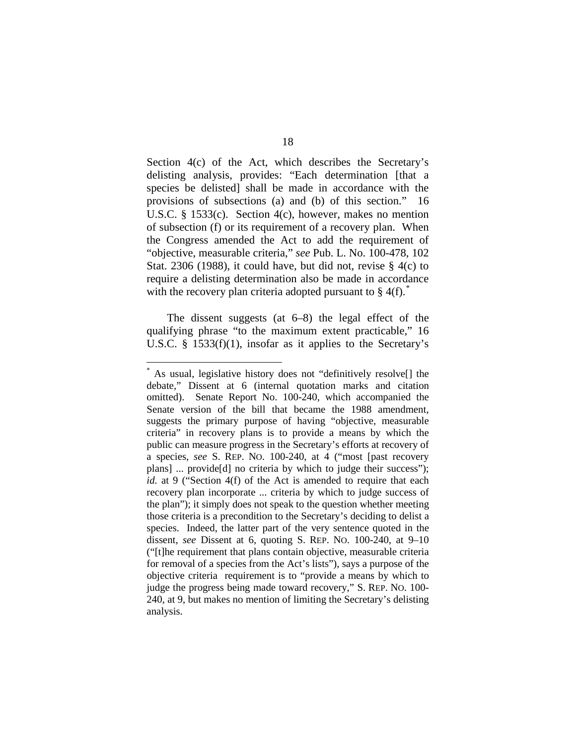Section 4(c) of the Act, which describes the Secretary's delisting analysis, provides: "Each determination [that a species be delisted] shall be made in accordance with the provisions of subsections (a) and (b) of this section." 16 U.S.C. § 1533(c). Section 4(c), however, makes no mention of subsection (f) or its requirement of a recovery plan. When the Congress amended the Act to add the requirement of "objective, measurable criteria," *see* Pub. L. No. 100-478, 102 Stat. 2306 (1988), it could have, but did not, revise § 4(c) to require a delisting determination also be made in accordance with the recovery plan criteria adopted pursuant to § 4(f).[*]

The dissent suggests (at 6–8) the legal effect of the qualifying phrase "to the maximum extent practicable," 16 U.S.C. § 1533(f)(1), insofar as it applies to the Secretary's

---

[*] As usual, legislative history does not "definitively resolve[] the debate," Dissent at 6 (internal quotation marks and citation omitted). Senate Report No. 100-240, which accompanied the Senate version of the bill that became the 1988 amendment, suggests the primary purpose of having "objective, measurable criteria" in recovery plans is to provide a means by which the public can measure progress in the Secretary's efforts at recovery of a species, *see* S. REP. NO. 100-240, at 4 ("most [past recovery plans] ... provide[d] no criteria by which to judge their success"); *id.* at 9 ("Section 4(f) of the Act is amended to require that each recovery plan incorporate ... criteria by which to judge success of the plan"); it simply does not speak to the question whether meeting those criteria is a precondition to the Secretary's deciding to delist a species. Indeed, the latter part of the very sentence quoted in the dissent, *see* Dissent at 6, quoting S. REP. NO. 100-240, at 9–10 ("[t]he requirement that plans contain objective, measurable criteria for removal of a species from the Act's lists"), says a purpose of the objective criteria requirement is to "provide a means by which to judge the progress being made toward recovery," S. REP. NO. 100-240, at 9, but makes no mention of limiting the Secretary's delisting analysis.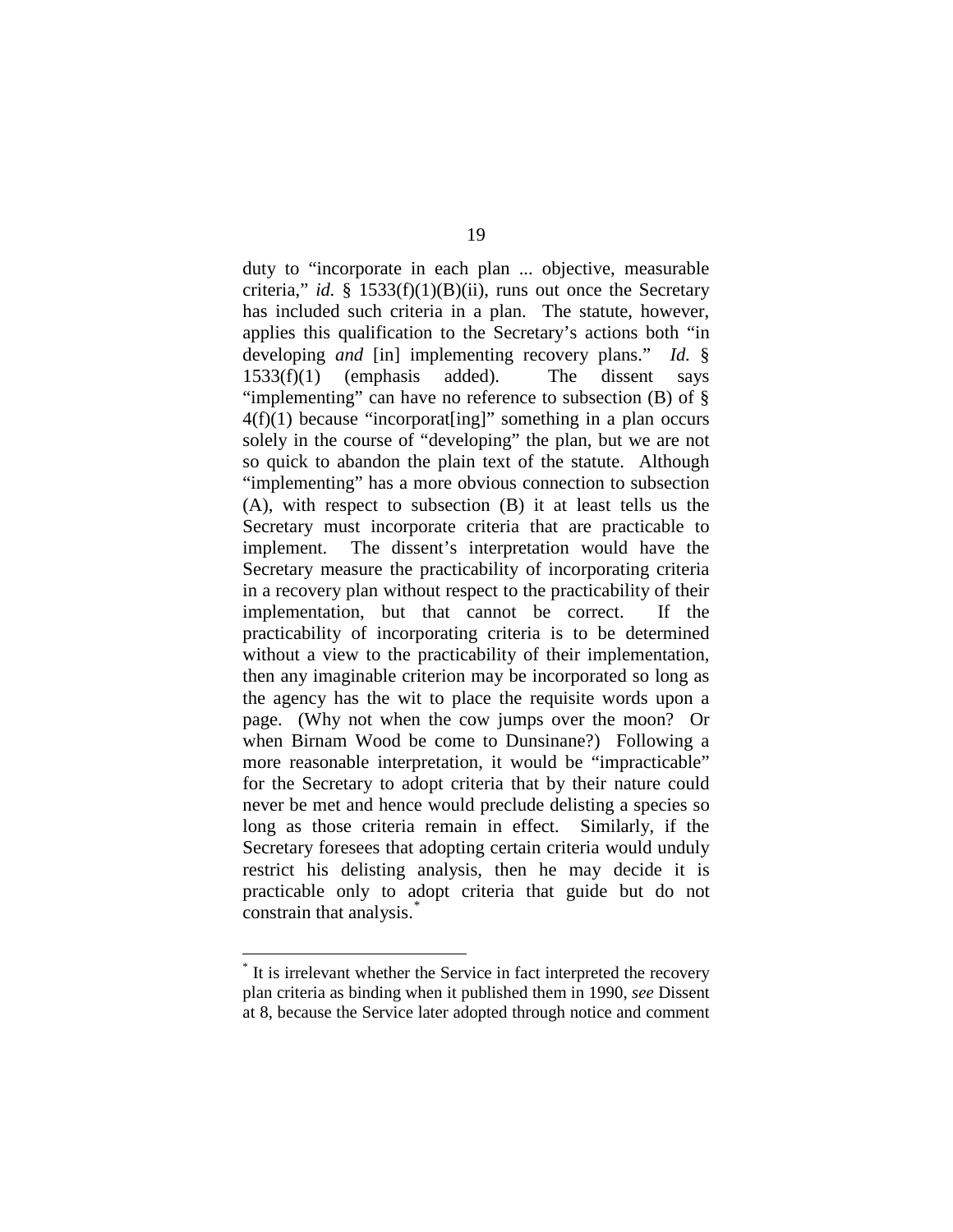duty to "incorporate in each plan ... objective, measurable criteria," *id.* § 1533(f)(1)(B)(ii), runs out once the Secretary has included such criteria in a plan. The statute, however, applies this qualification to the Secretary's actions both "in developing *and* [in] implementing recovery plans." *Id.* § 1533(f)(1) (emphasis added). The dissent says "implementing" can have no reference to subsection (B) of § 4(f)(1) because "incorporat[ing]" something in a plan occurs solely in the course of "developing" the plan, but we are not so quick to abandon the plain text of the statute. Although "implementing" has a more obvious connection to subsection (A), with respect to subsection (B) it at least tells us the Secretary must incorporate criteria that are practicable to implement. The dissent's interpretation would have the Secretary measure the practicability of incorporating criteria in a recovery plan without respect to the practicability of their implementation, but that cannot be correct. If the practicability of incorporating criteria is to be determined without a view to the practicability of their implementation, then any imaginable criterion may be incorporated so long as the agency has the wit to place the requisite words upon a page. (Why not when the cow jumps over the moon? Or when Birnam Wood be come to Dunsinane?) Following a more reasonable interpretation, it would be "impracticable" for the Secretary to adopt criteria that by their nature could never be met and hence would preclude delisting a species so long as those criteria remain in effect. Similarly, if the Secretary foresees that adopting certain criteria would unduly restrict his delisting analysis, then he may decide it is practicable only to adopt criteria that guide but do not constrain that analysis.[*]

---

[*] It is irrelevant whether the Service in fact interpreted the recovery plan criteria as binding when it published them in 1990, *see* Dissent at 8, because the Service later adopted through notice and comment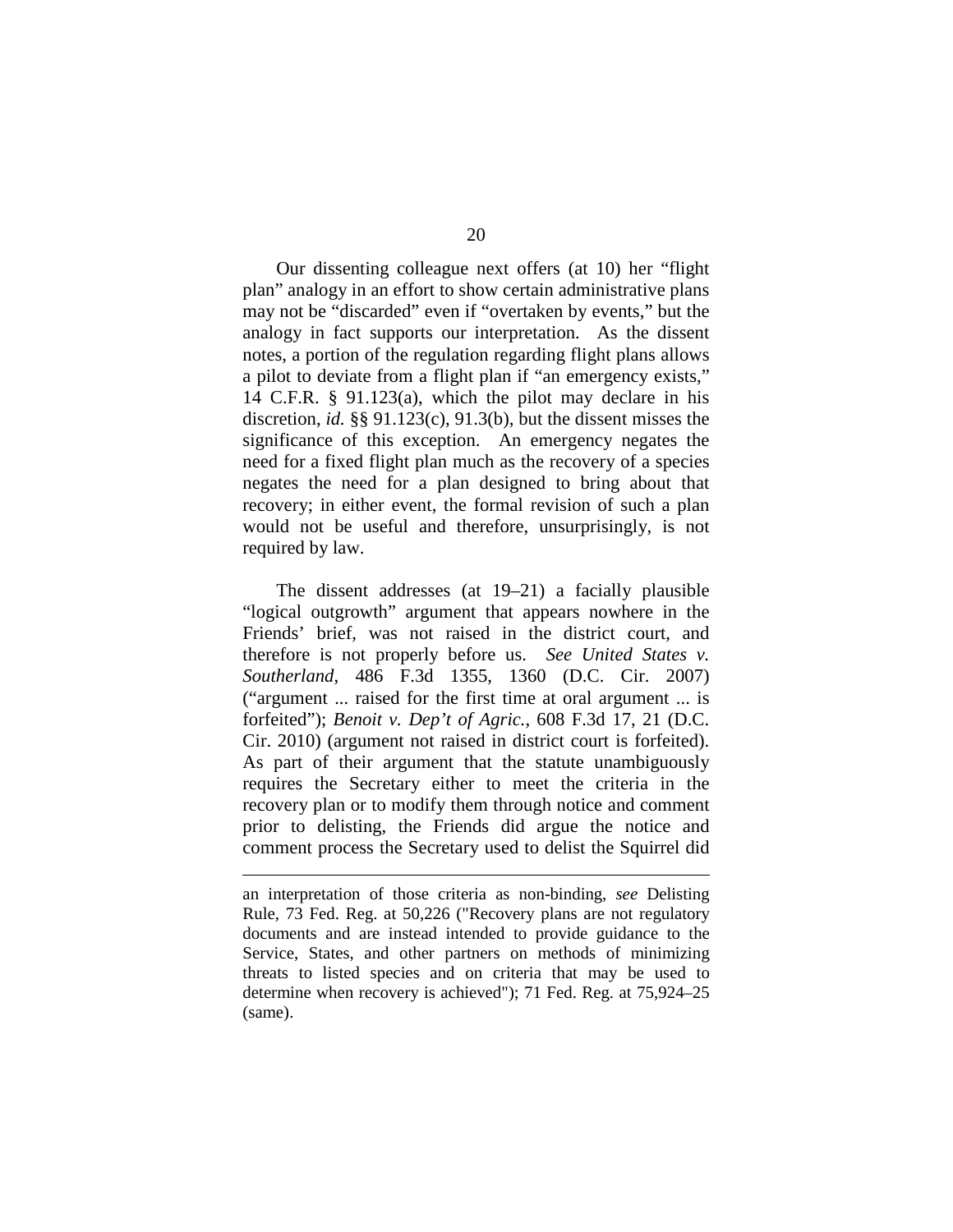Our dissenting colleague next offers (at 10) her "flight plan" analogy in an effort to show certain administrative plans may not be "discarded" even if "overtaken by events," but the analogy in fact supports our interpretation. As the dissent notes, a portion of the regulation regarding flight plans allows a pilot to deviate from a flight plan if "an emergency exists," 14 C.F.R. § 91.123(a), which the pilot may declare in his discretion, *id.* §§ 91.123(c), 91.3(b), but the dissent misses the significance of this exception. An emergency negates the need for a fixed flight plan much as the recovery of a species negates the need for a plan designed to bring about that recovery; in either event, the formal revision of such a plan would not be useful and therefore, unsurprisingly, is not required by law.

The dissent addresses (at 19–21) a facially plausible "logical outgrowth" argument that appears nowhere in the Friends' brief, was not raised in the district court, and therefore is not properly before us. *See United States v. Southerland*, 486 F.3d 1355, 1360 (D.C. Cir. 2007) ("argument ... raised for the first time at oral argument ... is forfeited"); *Benoit v. Dep't of Agric.*, 608 F.3d 17, 21 (D.C. Cir. 2010) (argument not raised in district court is forfeited). As part of their argument that the statute unambiguously requires the Secretary either to meet the criteria in the recovery plan or to modify them through notice and comment prior to delisting, the Friends did argue the notice and comment process the Secretary used to delist the Squirrel did

---

an interpretation of those criteria as non-binding, *see* Delisting Rule, 73 Fed. Reg. at 50,226 ("Recovery plans are not regulatory documents and are instead intended to provide guidance to the Service, States, and other partners on methods of minimizing threats to listed species and on criteria that may be used to determine when recovery is achieved"); 71 Fed. Reg. at 75,924–25 (same).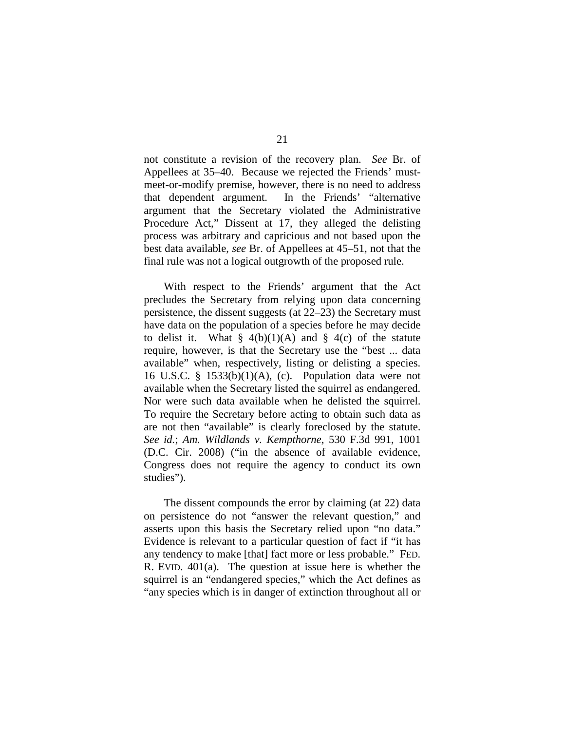not constitute a revision of the recovery plan. *See* Br. of Appellees at 35–40. Because we rejected the Friends' must-meet-or-modify premise, however, there is no need to address that dependent argument. In the Friends' "alternative argument that the Secretary violated the Administrative Procedure Act," Dissent at 17, they alleged the delisting process was arbitrary and capricious and not based upon the best data available, *see* Br. of Appellees at 45–51, not that the final rule was not a logical outgrowth of the proposed rule.

With respect to the Friends' argument that the Act precludes the Secretary from relying upon data concerning persistence, the dissent suggests (at 22–23) the Secretary must have data on the population of a species before he may decide to delist it. What § 4(b)(1)(A) and § 4(c) of the statute require, however, is that the Secretary use the "best ... data available" when, respectively, listing or delisting a species. 16 U.S.C. § 1533(b)(1)(A), (c). Population data were not available when the Secretary listed the squirrel as endangered. Nor were such data available when he delisted the squirrel. To require the Secretary before acting to obtain such data as are not then "available" is clearly foreclosed by the statute. *See id.*; *Am. Wildlands v. Kempthorne*, 530 F.3d 991, 1001 (D.C. Cir. 2008) ("in the absence of available evidence, Congress does not require the agency to conduct its own studies").

The dissent compounds the error by claiming (at 22) data on persistence do not "answer the relevant question," and asserts upon this basis the Secretary relied upon "no data." Evidence is relevant to a particular question of fact if "it has any tendency to make [that] fact more or less probable." FED. R. EVID. 401(a). The question at issue here is whether the squirrel is an "endangered species," which the Act defines as "any species which is in danger of extinction throughout all or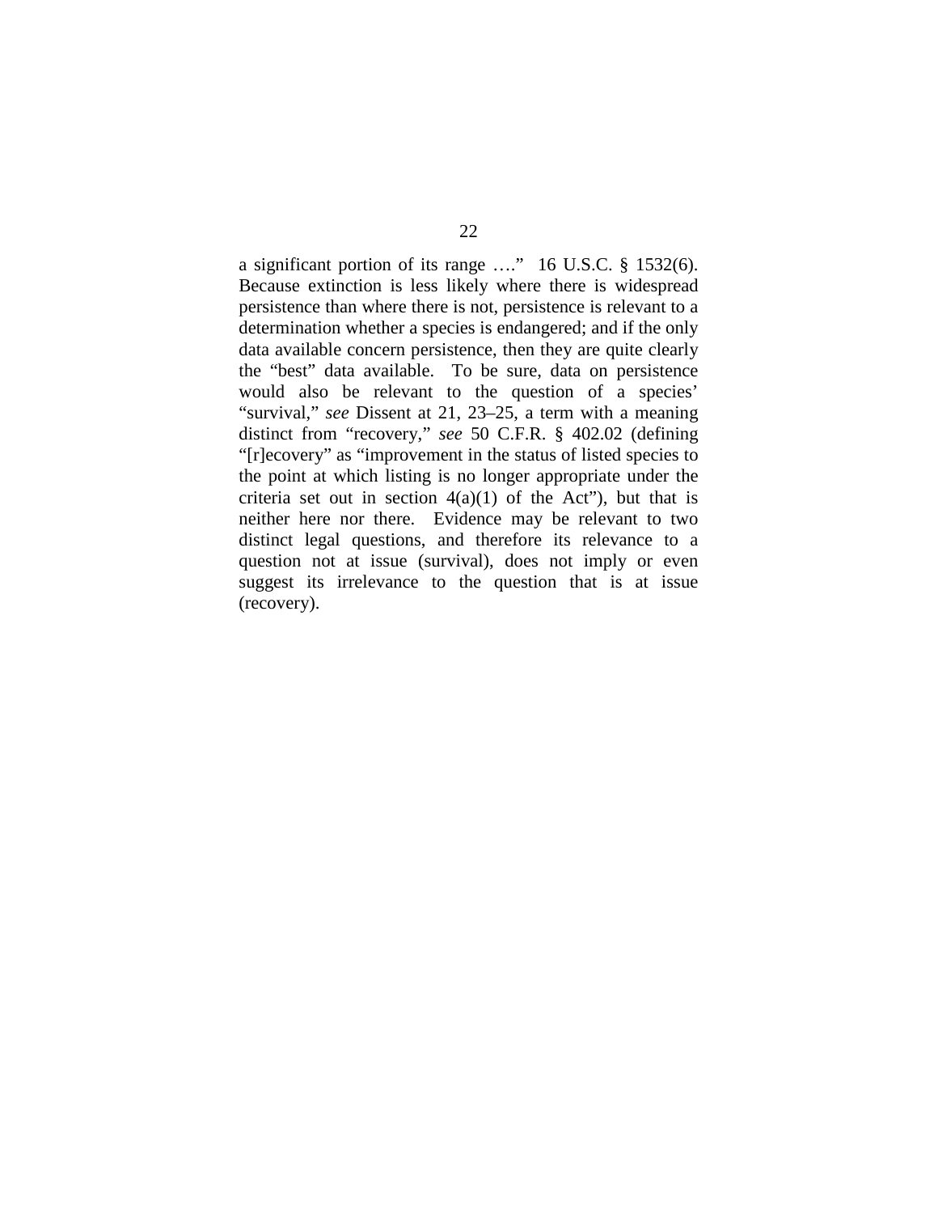a significant portion of its range …." 16 U.S.C. § 1532(6). Because extinction is less likely where there is widespread persistence than where there is not, persistence is relevant to a determination whether a species is endangered; and if the only data available concern persistence, then they are quite clearly the "best" data available. To be sure, data on persistence would also be relevant to the question of a species' "survival," *see* Dissent at 21, 23–25, a term with a meaning distinct from "recovery," *see* 50 C.F.R. § 402.02 (defining "[r]ecovery" as "improvement in the status of listed species to the point at which listing is no longer appropriate under the criteria set out in section 4(a)(1) of the Act"), but that is neither here nor there. Evidence may be relevant to two distinct legal questions, and therefore its relevance to a question not at issue (survival), does not imply or even suggest its irrelevance to the question that is at issue (recovery).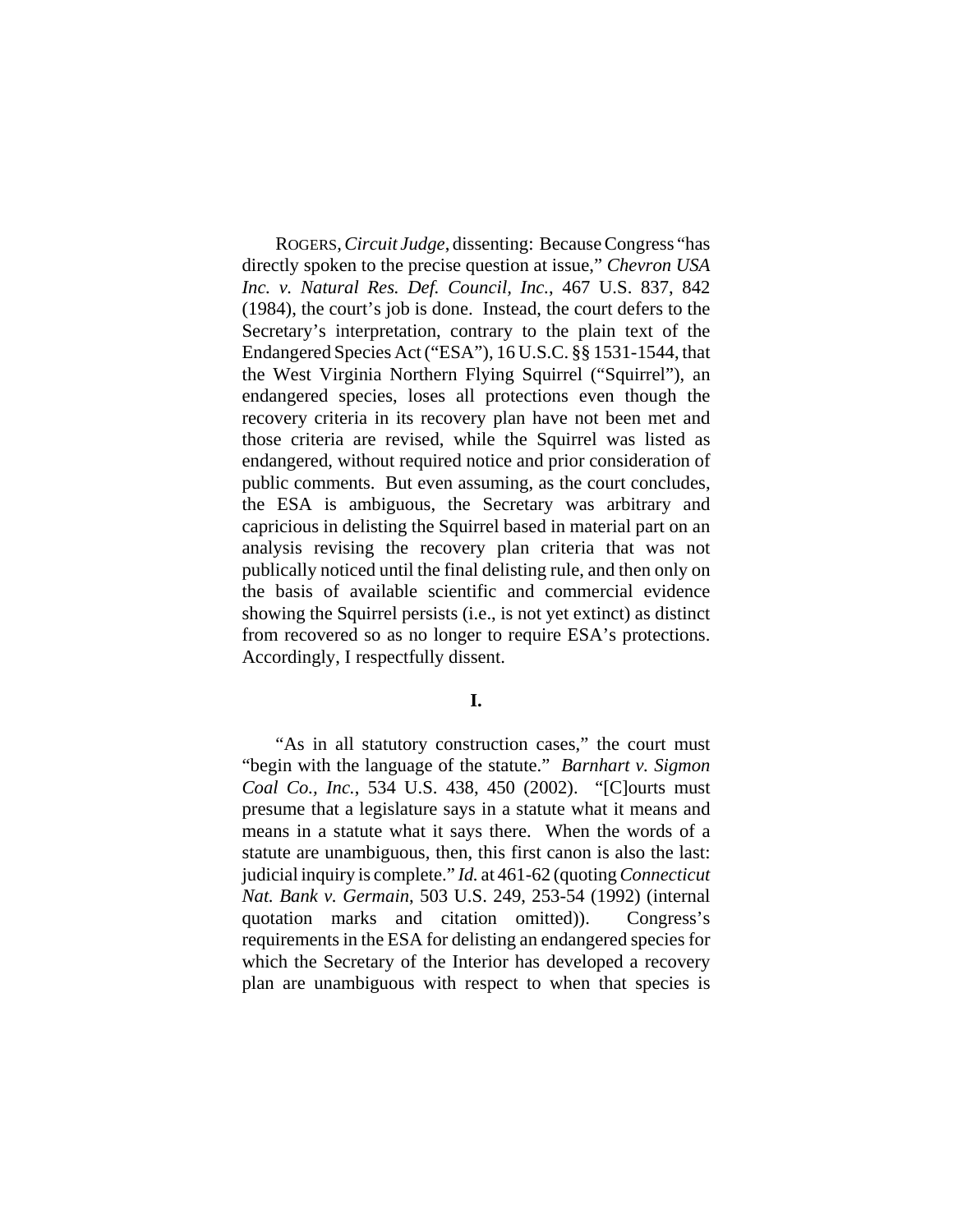ROGERS, *Circuit Judge*, dissenting: Because Congress "has directly spoken to the precise question at issue," *Chevron USA Inc. v. Natural Res. Def. Council, Inc.*, 467 U.S. 837, 842 (1984), the court's job is done. Instead, the court defers to the Secretary's interpretation, contrary to the plain text of the Endangered Species Act ("ESA"), 16 U.S.C. §§ 1531-1544, that the West Virginia Northern Flying Squirrel ("Squirrel"), an endangered species, loses all protections even though the recovery criteria in its recovery plan have not been met and those criteria are revised, while the Squirrel was listed as endangered, without required notice and prior consideration of public comments. But even assuming, as the court concludes, the ESA is ambiguous, the Secretary was arbitrary and capricious in delisting the Squirrel based in material part on an analysis revising the recovery plan criteria that was not publically noticed until the final delisting rule, and then only on the basis of available scientific and commercial evidence showing the Squirrel persists (i.e., is not yet extinct) as distinct from recovered so as no longer to require ESA's protections. Accordingly, I respectfully dissent.

**I.**

"As in all statutory construction cases," the court must "begin with the language of the statute." *Barnhart v. Sigmon Coal Co., Inc.*, 534 U.S. 438, 450 (2002). "[C]ourts must presume that a legislature says in a statute what it means and means in a statute what it says there. When the words of a statute are unambiguous, then, this first canon is also the last: judicial inquiry is complete." *Id.* at 461-62 (quoting *Connecticut Nat. Bank v. Germain*, 503 U.S. 249, 253-54 (1992) (internal quotation marks and citation omitted)). Congress's requirements in the ESA for delisting an endangered species for which the Secretary of the Interior has developed a recovery plan are unambiguous with respect to when that species is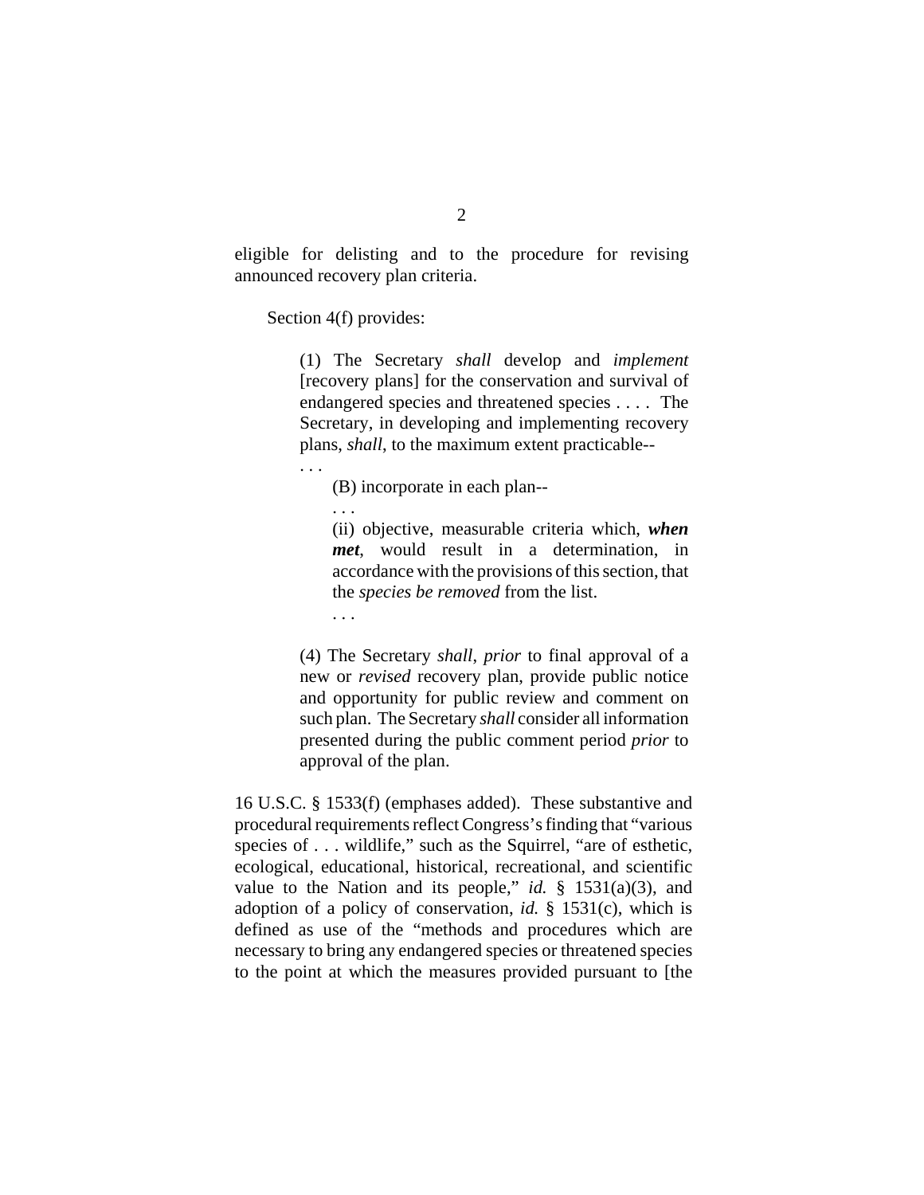eligible for delisting and to the procedure for revising announced recovery plan criteria.

Section 4(f) provides:

> (1) The Secretary *shall* develop and *implement* [recovery plans] for the conservation and survival of endangered species and threatened species . . . . The Secretary, in developing and implementing recovery plans, *shall*, to the maximum extent practicable--
>
> . . .
>
> (B) incorporate in each plan--
>
> . . .
>
> (ii) objective, measurable criteria which, ***when met***, would result in a determination, in accordance with the provisions of this section, that the *species be removed* from the list.
>
> . . .
>
> (4) The Secretary *shall*, *prior* to final approval of a new or *revised* recovery plan, provide public notice and opportunity for public review and comment on such plan. The Secretary *shall* consider all information presented during the public comment period *prior* to approval of the plan.

16 U.S.C. § 1533(f) (emphases added). These substantive and procedural requirements reflect Congress's finding that "various species of . . . wildlife," such as the Squirrel, "are of esthetic, ecological, educational, historical, recreational, and scientific value to the Nation and its people," *id.* § 1531(a)(3), and adoption of a policy of conservation, *id.* § 1531(c), which is defined as use of the "methods and procedures which are necessary to bring any endangered species or threatened species to the point at which the measures provided pursuant to [the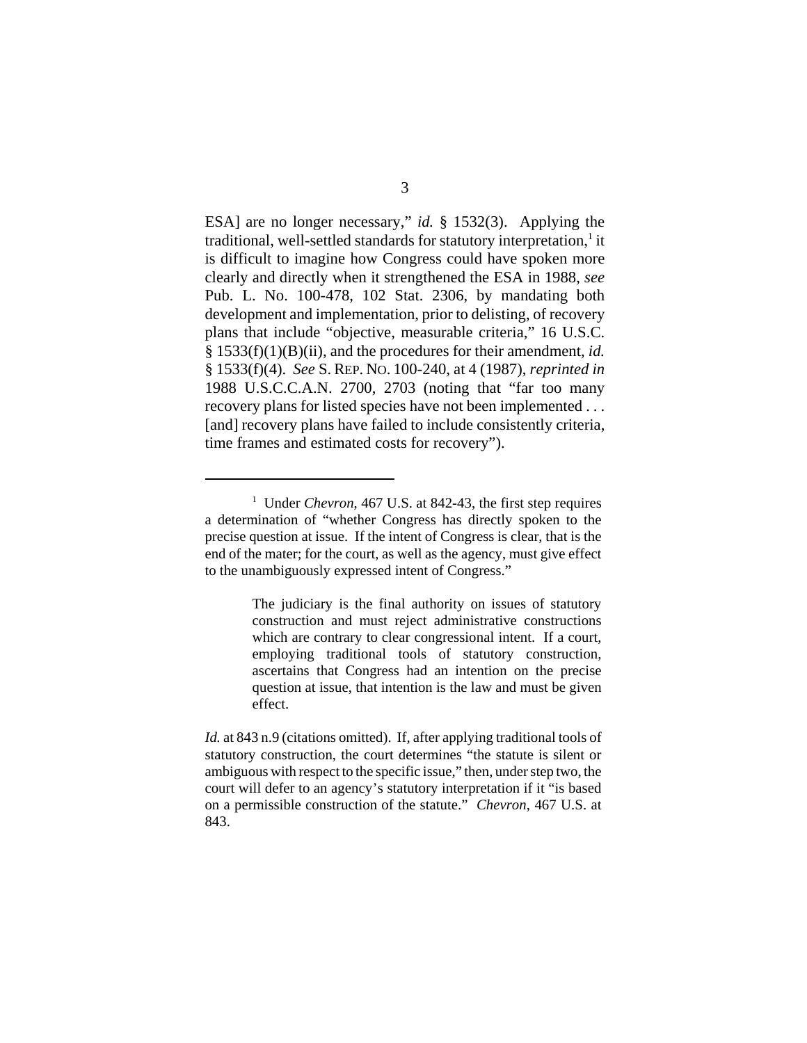ESA] are no longer necessary," *id.* § 1532(3). Applying the traditional, well-settled standards for statutory interpretation,[1] it is difficult to imagine how Congress could have spoken more clearly and directly when it strengthened the ESA in 1988, *see* Pub. L. No. 100-478, 102 Stat. 2306, by mandating both development and implementation, prior to delisting, of recovery plans that include "objective, measurable criteria," 16 U.S.C. § 1533(f)(1)(B)(ii), and the procedures for their amendment, *id.* § 1533(f)(4). *See* S. REP. NO. 100-240, at 4 (1987), *reprinted in* 1988 U.S.C.C.A.N. 2700, 2703 (noting that "far too many recovery plans for listed species have not been implemented . . . [and] recovery plans have failed to include consistently criteria, time frames and estimated costs for recovery").

---

[1] Under *Chevron*, 467 U.S. at 842-43, the first step requires a determination of "whether Congress has directly spoken to the precise question at issue. If the intent of Congress is clear, that is the end of the mater; for the court, as well as the agency, must give effect to the unambiguously expressed intent of Congress."

> The judiciary is the final authority on issues of statutory construction and must reject administrative constructions which are contrary to clear congressional intent. If a court, employing traditional tools of statutory construction, ascertains that Congress had an intention on the precise question at issue, that intention is the law and must be given effect.

*Id.* at 843 n.9 (citations omitted). If, after applying traditional tools of statutory construction, the court determines "the statute is silent or ambiguous with respect to the specific issue," then, under step two, the court will defer to an agency's statutory interpretation if it "is based on a permissible construction of the statute." *Chevron*, 467 U.S. at 843.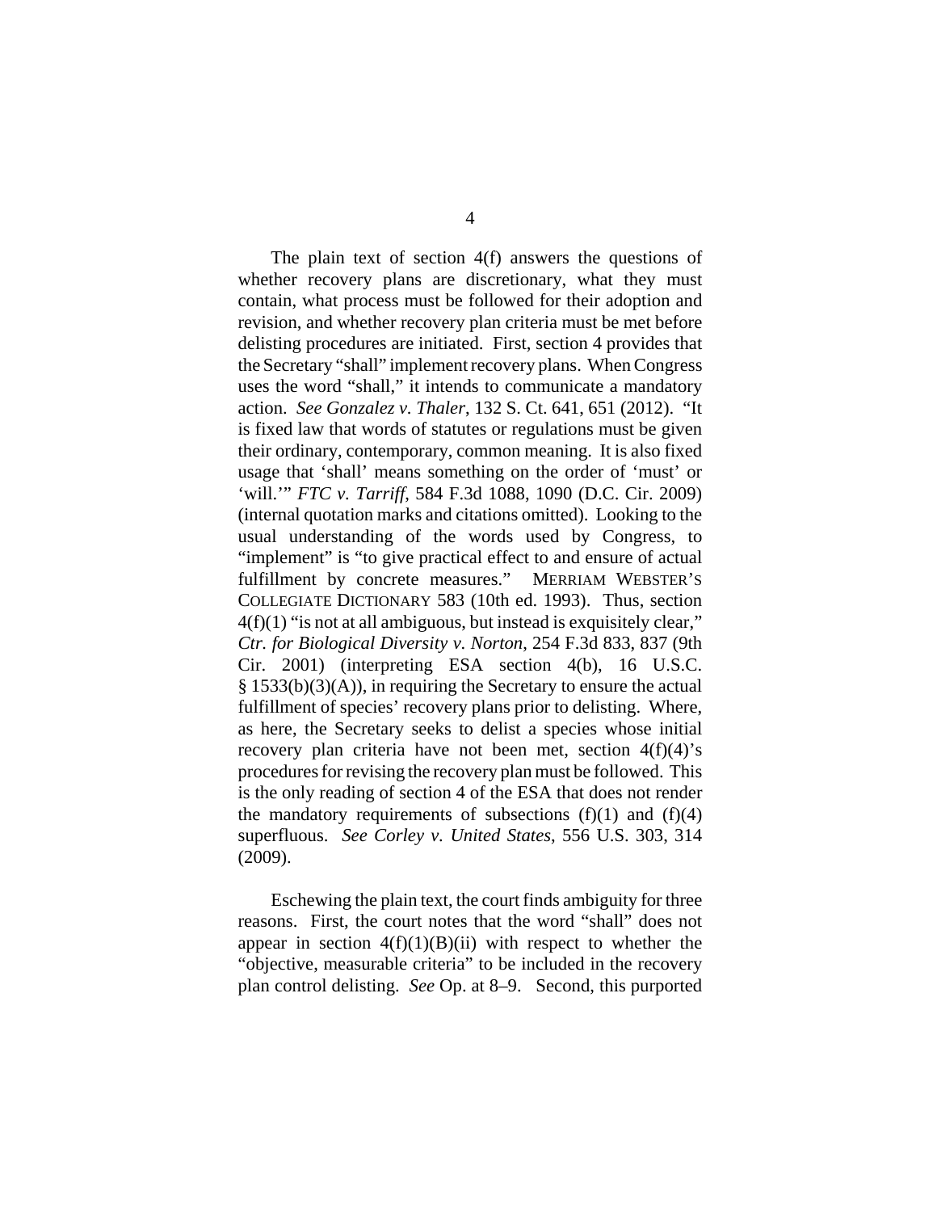The plain text of section 4(f) answers the questions of whether recovery plans are discretionary, what they must contain, what process must be followed for their adoption and revision, and whether recovery plan criteria must be met before delisting procedures are initiated. First, section 4 provides that the Secretary "shall" implement recovery plans. When Congress uses the word "shall," it intends to communicate a mandatory action. *See Gonzalez v. Thaler*, 132 S. Ct. 641, 651 (2012). "It is fixed law that words of statutes or regulations must be given their ordinary, contemporary, common meaning. It is also fixed usage that 'shall' means something on the order of 'must' or 'will.'" *FTC v. Tarriff*, 584 F.3d 1088, 1090 (D.C. Cir. 2009) (internal quotation marks and citations omitted). Looking to the usual understanding of the words used by Congress, to "implement" is "to give practical effect to and ensure of actual fulfillment by concrete measures." MERRIAM WEBSTER'S COLLEGIATE DICTIONARY 583 (10th ed. 1993). Thus, section 4(f)(1) "is not at all ambiguous, but instead is exquisitely clear," *Ctr. for Biological Diversity v. Norton*, 254 F.3d 833, 837 (9th Cir. 2001) (interpreting ESA section 4(b), 16 U.S.C. § 1533(b)(3)(A)), in requiring the Secretary to ensure the actual fulfillment of species' recovery plans prior to delisting. Where, as here, the Secretary seeks to delist a species whose initial recovery plan criteria have not been met, section 4(f)(4)'s procedures for revising the recovery plan must be followed. This is the only reading of section 4 of the ESA that does not render the mandatory requirements of subsections (f)(1) and (f)(4) superfluous. *See Corley v. United States*, 556 U.S. 303, 314 (2009).

Eschewing the plain text, the court finds ambiguity for three reasons. First, the court notes that the word "shall" does not appear in section 4(f)(1)(B)(ii) with respect to whether the "objective, measurable criteria" to be included in the recovery plan control delisting. *See* Op. at 8–9. Second, this purported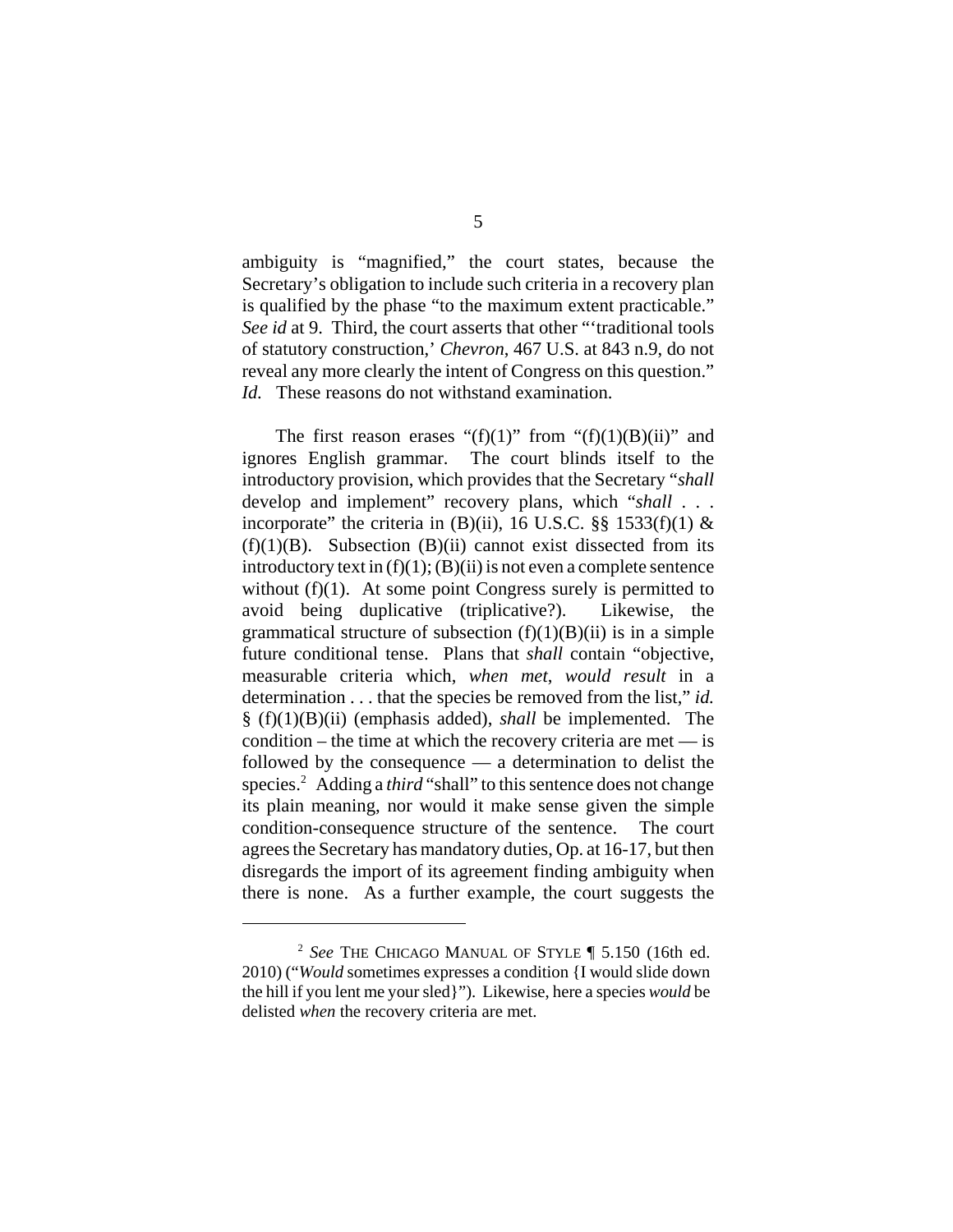ambiguity is "magnified," the court states, because the Secretary's obligation to include such criteria in a recovery plan is qualified by the phase "to the maximum extent practicable." *See id* at 9. Third, the court asserts that other "'traditional tools of statutory construction,' *Chevron*, 467 U.S. at 843 n.9, do not reveal any more clearly the intent of Congress on this question." *Id.* These reasons do not withstand examination.

The first reason erases "(f)(1)" from "(f)(1)(B)(ii)" and ignores English grammar. The court blinds itself to the introductory provision, which provides that the Secretary "*shall* develop and implement" recovery plans, which "*shall* . . . incorporate" the criteria in (B)(ii), 16 U.S.C. §§ 1533(f)(1) & (f)(1)(B). Subsection (B)(ii) cannot exist dissected from its introductory text in (f)(1); (B)(ii) is not even a complete sentence without (f)(1). At some point Congress surely is permitted to avoid being duplicative (triplicative?). Likewise, the grammatical structure of subsection (f)(1)(B)(ii) is in a simple future conditional tense. Plans that *shall* contain "objective, measurable criteria which, *when met*, *would result* in a determination . . . that the species be removed from the list," *id.* § (f)(1)(B)(ii) (emphasis added), *shall* be implemented. The condition – the time at which the recovery criteria are met — is followed by the consequence — a determination to delist the species.[2] Adding a *third* "shall" to this sentence does not change its plain meaning, nor would it make sense given the simple condition-consequence structure of the sentence. The court agrees the Secretary has mandatory duties, Op. at 16-17, but then disregards the import of its agreement finding ambiguity when there is none. As a further example, the court suggests the

[2] *See* THE CHICAGO MANUAL OF STYLE ¶ 5.150 (16th ed. 2010) ("*Would* sometimes expresses a condition {I would slide down the hill if you lent me your sled}"). Likewise, here a species *would* be delisted *when* the recovery criteria are met.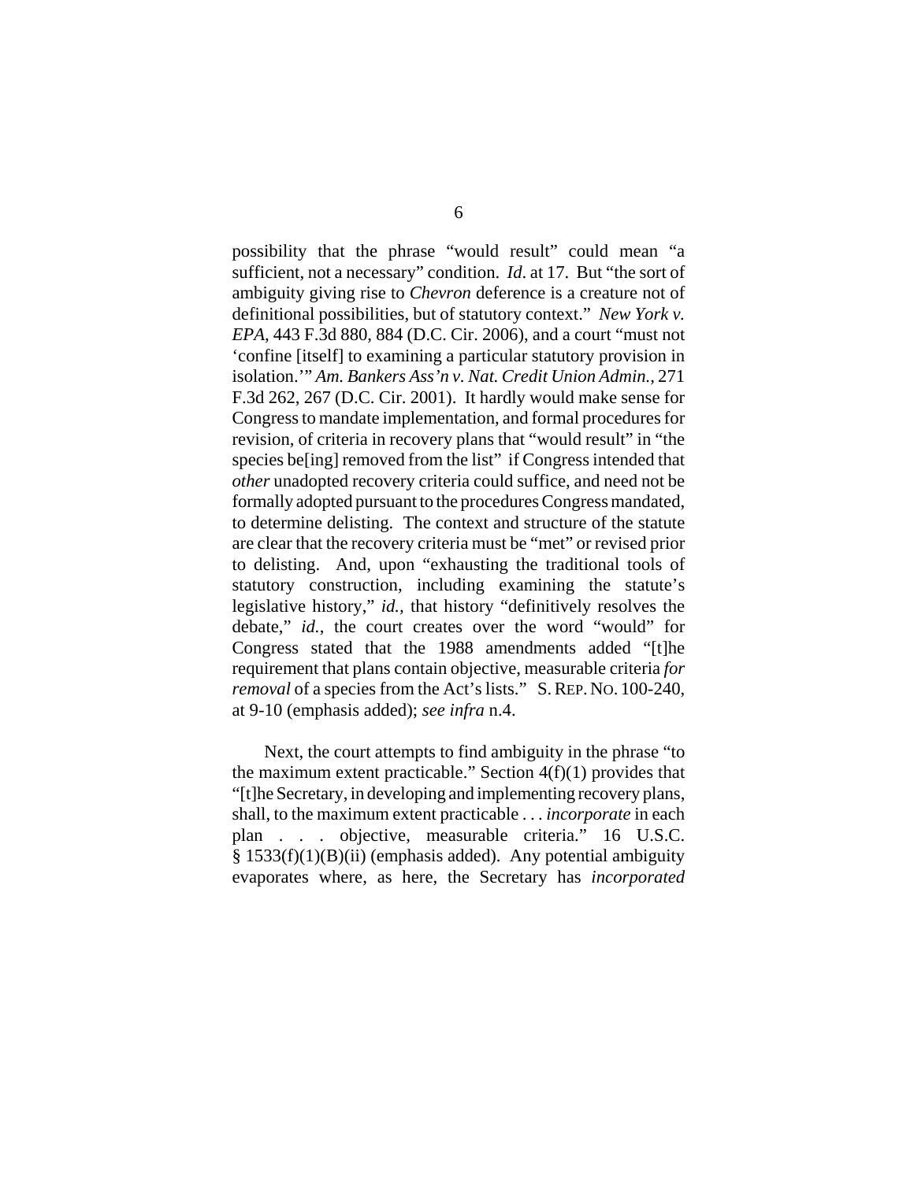possibility that the phrase "would result" could mean "a sufficient, not a necessary" condition. *Id*. at 17. But "the sort of ambiguity giving rise to *Chevron* deference is a creature not of definitional possibilities, but of statutory context." *New York v. EPA*, 443 F.3d 880, 884 (D.C. Cir. 2006), and a court "must not 'confine [itself] to examining a particular statutory provision in isolation.'" *Am. Bankers Ass'n v. Nat. Credit Union Admin.*, 271 F.3d 262, 267 (D.C. Cir. 2001). It hardly would make sense for Congress to mandate implementation, and formal procedures for revision, of criteria in recovery plans that "would result" in "the species be[ing] removed from the list" if Congress intended that *other* unadopted recovery criteria could suffice, and need not be formally adopted pursuant to the procedures Congress mandated, to determine delisting. The context and structure of the statute are clear that the recovery criteria must be "met" or revised prior to delisting. And, upon "exhausting the traditional tools of statutory construction, including examining the statute's legislative history," *id.*, that history "definitively resolves the debate," *id.*, the court creates over the word "would" for Congress stated that the 1988 amendments added "[t]he requirement that plans contain objective, measurable criteria *for removal* of a species from the Act's lists." S. REP. NO. 100-240, at 9-10 (emphasis added); *see infra* n.4.

Next, the court attempts to find ambiguity in the phrase "to the maximum extent practicable." Section 4(f)(1) provides that "[t]he Secretary, in developing and implementing recovery plans, shall, to the maximum extent practicable . . . *incorporate* in each plan . . . objective, measurable criteria." 16 U.S.C. § 1533(f)(1)(B)(ii) (emphasis added). Any potential ambiguity evaporates where, as here, the Secretary has *incorporated*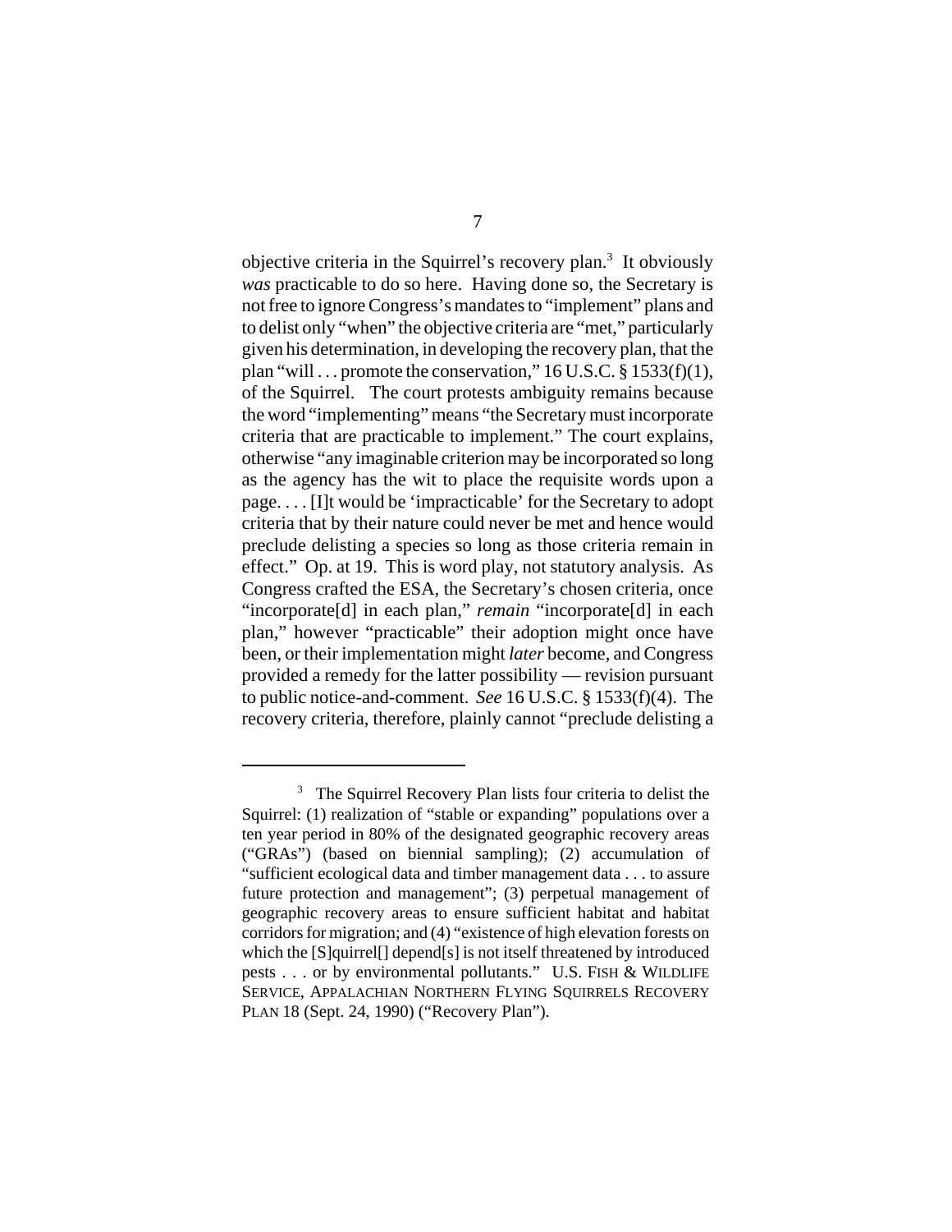objective criteria in the Squirrel's recovery plan.[3] It obviously *was* practicable to do so here. Having done so, the Secretary is not free to ignore Congress's mandates to "implement" plans and to delist only "when" the objective criteria are "met," particularly given his determination, in developing the recovery plan, that the plan "will . . . promote the conservation," 16 U.S.C. § 1533(f)(1), of the Squirrel. The court protests ambiguity remains because the word "implementing" means "the Secretary must incorporate criteria that are practicable to implement." The court explains, otherwise "any imaginable criterion may be incorporated so long as the agency has the wit to place the requisite words upon a page. . . . [I]t would be 'impracticable' for the Secretary to adopt criteria that by their nature could never be met and hence would preclude delisting a species so long as those criteria remain in effect." Op. at 19. This is word play, not statutory analysis. As Congress crafted the ESA, the Secretary's chosen criteria, once "incorporate[d] in each plan," *remain* "incorporate[d] in each plan," however "practicable" their adoption might once have been, or their implementation might *later* become, and Congress provided a remedy for the latter possibility — revision pursuant to public notice-and-comment. *See* 16 U.S.C. § 1533(f)(4). The recovery criteria, therefore, plainly cannot "preclude delisting a

---

[3] The Squirrel Recovery Plan lists four criteria to delist the Squirrel: (1) realization of "stable or expanding" populations over a ten year period in 80% of the designated geographic recovery areas ("GRAs") (based on biennial sampling); (2) accumulation of "sufficient ecological data and timber management data . . . to assure future protection and management"; (3) perpetual management of geographic recovery areas to ensure sufficient habitat and habitat corridors for migration; and (4) "existence of high elevation forests on which the [S]quirrel[] depend[s] is not itself threatened by introduced pests . . . or by environmental pollutants." U.S. FISH & WILDLIFE SERVICE, APPALACHIAN NORTHERN FLYING SQUIRRELS RECOVERY PLAN 18 (Sept. 24, 1990) ("Recovery Plan").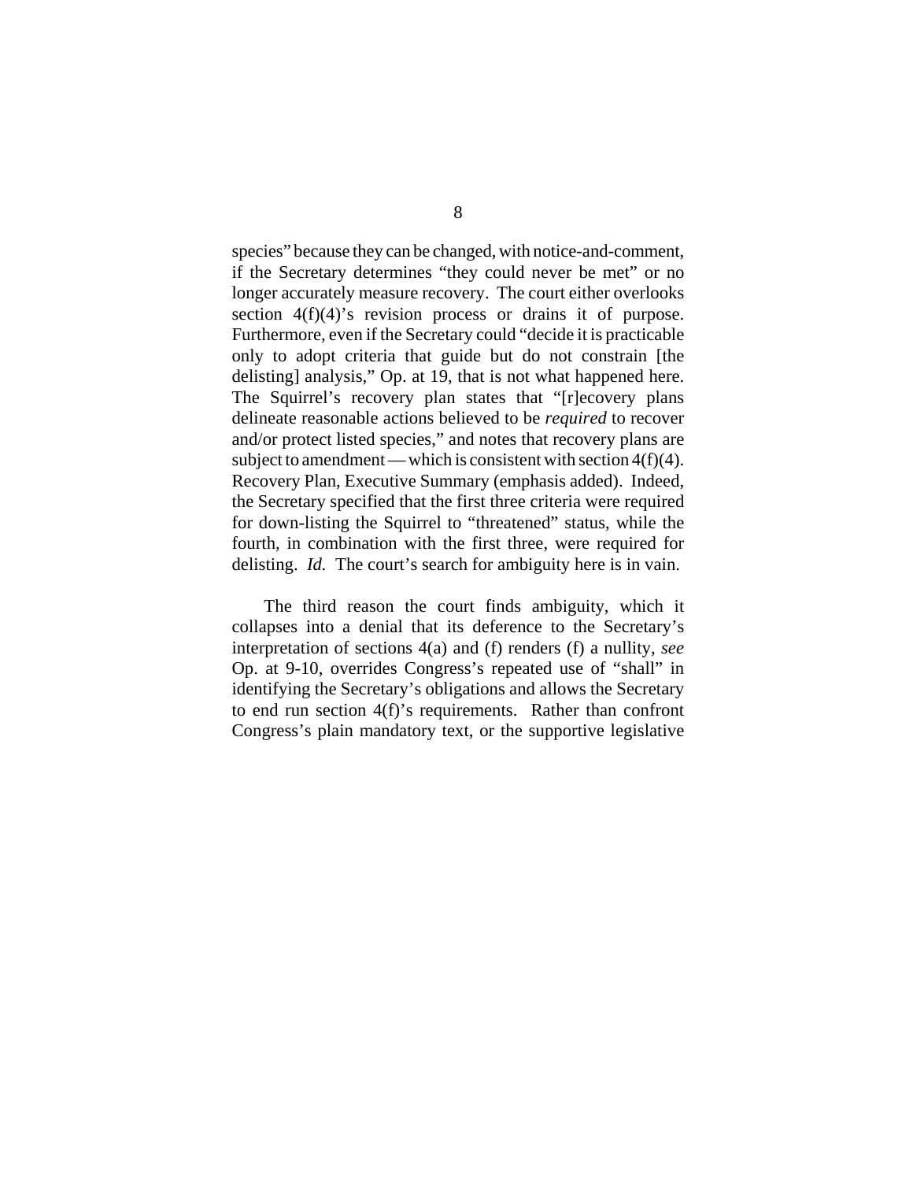species" because they can be changed, with notice-and-comment, if the Secretary determines "they could never be met" or no longer accurately measure recovery. The court either overlooks section 4(f)(4)'s revision process or drains it of purpose. Furthermore, even if the Secretary could "decide it is practicable only to adopt criteria that guide but do not constrain [the delisting] analysis," Op. at 19, that is not what happened here. The Squirrel's recovery plan states that "[r]ecovery plans delineate reasonable actions believed to be *required* to recover and/or protect listed species," and notes that recovery plans are subject to amendment — which is consistent with section 4(f)(4). Recovery Plan, Executive Summary (emphasis added). Indeed, the Secretary specified that the first three criteria were required for down-listing the Squirrel to "threatened" status, while the fourth, in combination with the first three, were required for delisting. *Id.* The court's search for ambiguity here is in vain.

The third reason the court finds ambiguity, which it collapses into a denial that its deference to the Secretary's interpretation of sections 4(a) and (f) renders (f) a nullity, *see* Op. at 9-10, overrides Congress's repeated use of "shall" in identifying the Secretary's obligations and allows the Secretary to end run section 4(f)'s requirements. Rather than confront Congress's plain mandatory text, or the supportive legislative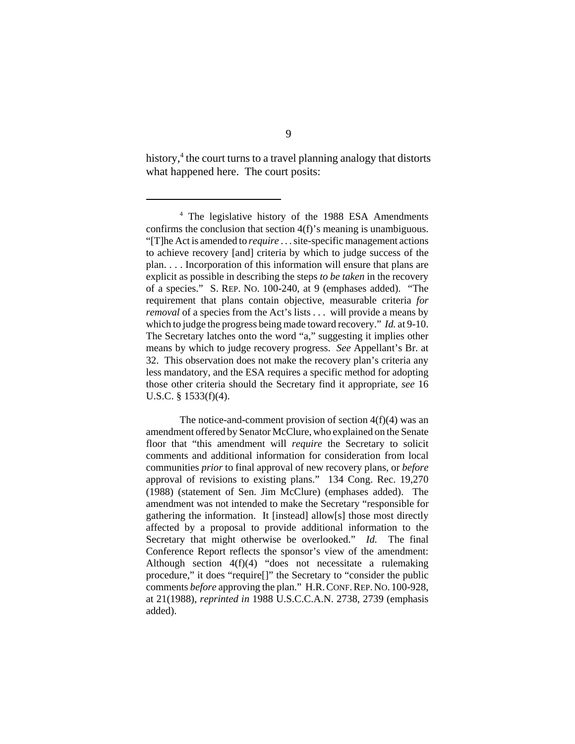history,[4] the court turns to a travel planning analogy that distorts what happened here. The court posits:

---

[4] The legislative history of the 1988 ESA Amendments confirms the conclusion that section 4(f)'s meaning is unambiguous. "[T]he Act is amended to *require* . . . site-specific management actions to achieve recovery [and] criteria by which to judge success of the plan. . . . Incorporation of this information will ensure that plans are explicit as possible in describing the steps *to be taken* in the recovery of a species." S. REP. NO. 100-240, at 9 (emphases added). "The requirement that plans contain objective, measurable criteria *for removal* of a species from the Act's lists . . . will provide a means by which to judge the progress being made toward recovery." *Id.* at 9-10. The Secretary latches onto the word "a," suggesting it implies other means by which to judge recovery progress. *See* Appellant's Br. at 32. This observation does not make the recovery plan's criteria any less mandatory, and the ESA requires a specific method for adopting those other criteria should the Secretary find it appropriate, *see* 16 U.S.C. § 1533(f)(4).

The notice-and-comment provision of section 4(f)(4) was an amendment offered by Senator McClure, who explained on the Senate floor that "this amendment will *require* the Secretary to solicit comments and additional information for consideration from local communities *prior* to final approval of new recovery plans, or *before* approval of revisions to existing plans." 134 Cong. Rec. 19,270 (1988) (statement of Sen. Jim McClure) (emphases added). The amendment was not intended to make the Secretary "responsible for gathering the information. It [instead] allow[s] those most directly affected by a proposal to provide additional information to the Secretary that might otherwise be overlooked." *Id.* The final Conference Report reflects the sponsor's view of the amendment: Although section 4(f)(4) "does not necessitate a rulemaking procedure," it does "require[]" the Secretary to "consider the public comments *before* approving the plan." H.R. CONF. REP. NO. 100-928, at 21(1988), *reprinted in* 1988 U.S.C.C.A.N. 2738, 2739 (emphasis added).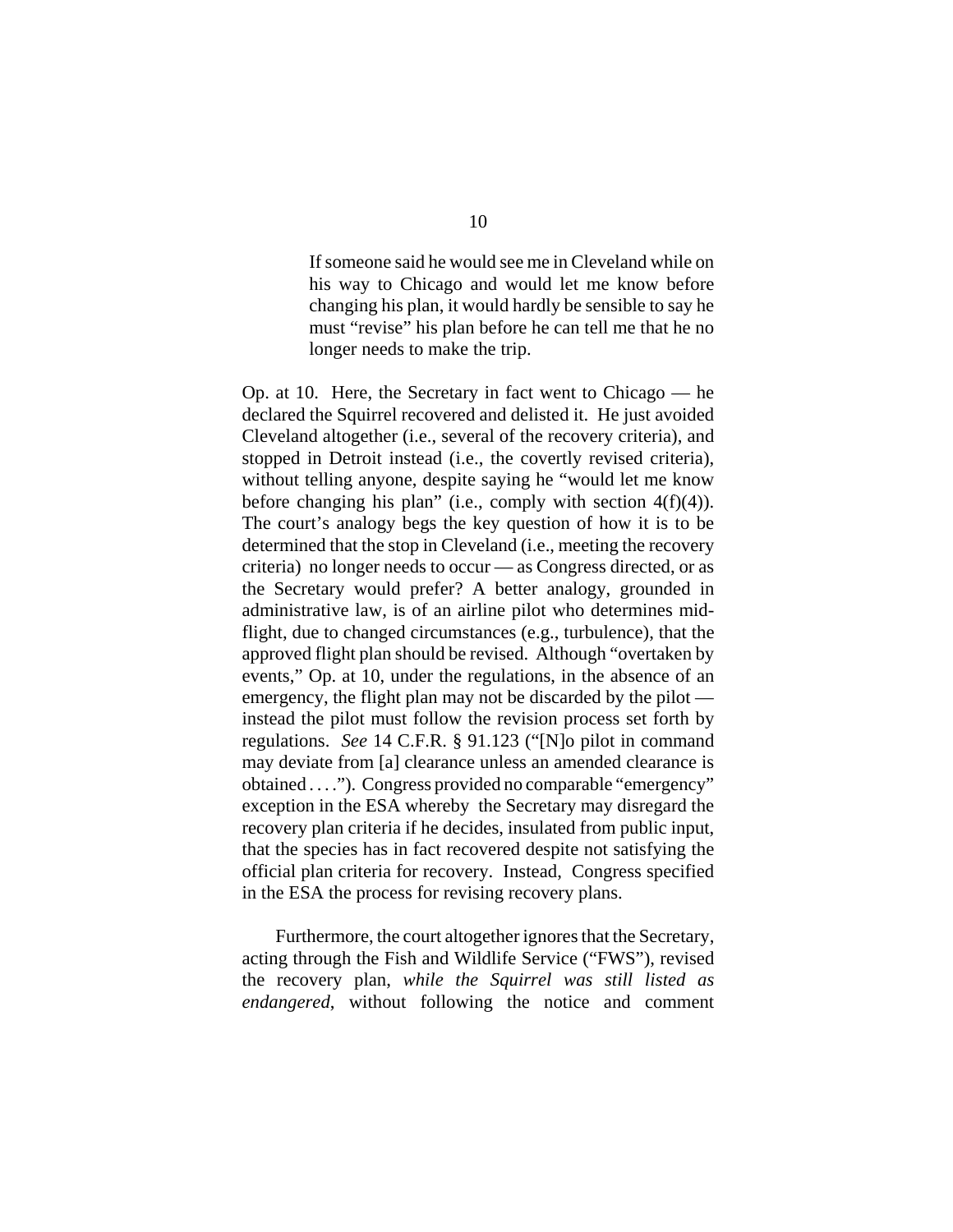> If someone said he would see me in Cleveland while on his way to Chicago and would let me know before changing his plan, it would hardly be sensible to say he must "revise" his plan before he can tell me that he no longer needs to make the trip.

Op. at 10. Here, the Secretary in fact went to Chicago — he declared the Squirrel recovered and delisted it. He just avoided Cleveland altogether (i.e., several of the recovery criteria), and stopped in Detroit instead (i.e., the covertly revised criteria), without telling anyone, despite saying he "would let me know before changing his plan" (i.e., comply with section 4(f)(4)). The court's analogy begs the key question of how it is to be determined that the stop in Cleveland (i.e., meeting the recovery criteria) no longer needs to occur — as Congress directed, or as the Secretary would prefer? A better analogy, grounded in administrative law, is of an airline pilot who determines mid-flight, due to changed circumstances (e.g., turbulence), that the approved flight plan should be revised. Although "overtaken by events," Op. at 10, under the regulations, in the absence of an emergency, the flight plan may not be discarded by the pilot — instead the pilot must follow the revision process set forth by regulations. *See* 14 C.F.R. § 91.123 ("[N]o pilot in command may deviate from [a] clearance unless an amended clearance is obtained . . . ."). Congress provided no comparable "emergency" exception in the ESA whereby the Secretary may disregard the recovery plan criteria if he decides, insulated from public input, that the species has in fact recovered despite not satisfying the official plan criteria for recovery. Instead, Congress specified in the ESA the process for revising recovery plans.

Furthermore, the court altogether ignores that the Secretary, acting through the Fish and Wildlife Service ("FWS"), revised the recovery plan, *while the Squirrel was still listed as endangered*, without following the notice and comment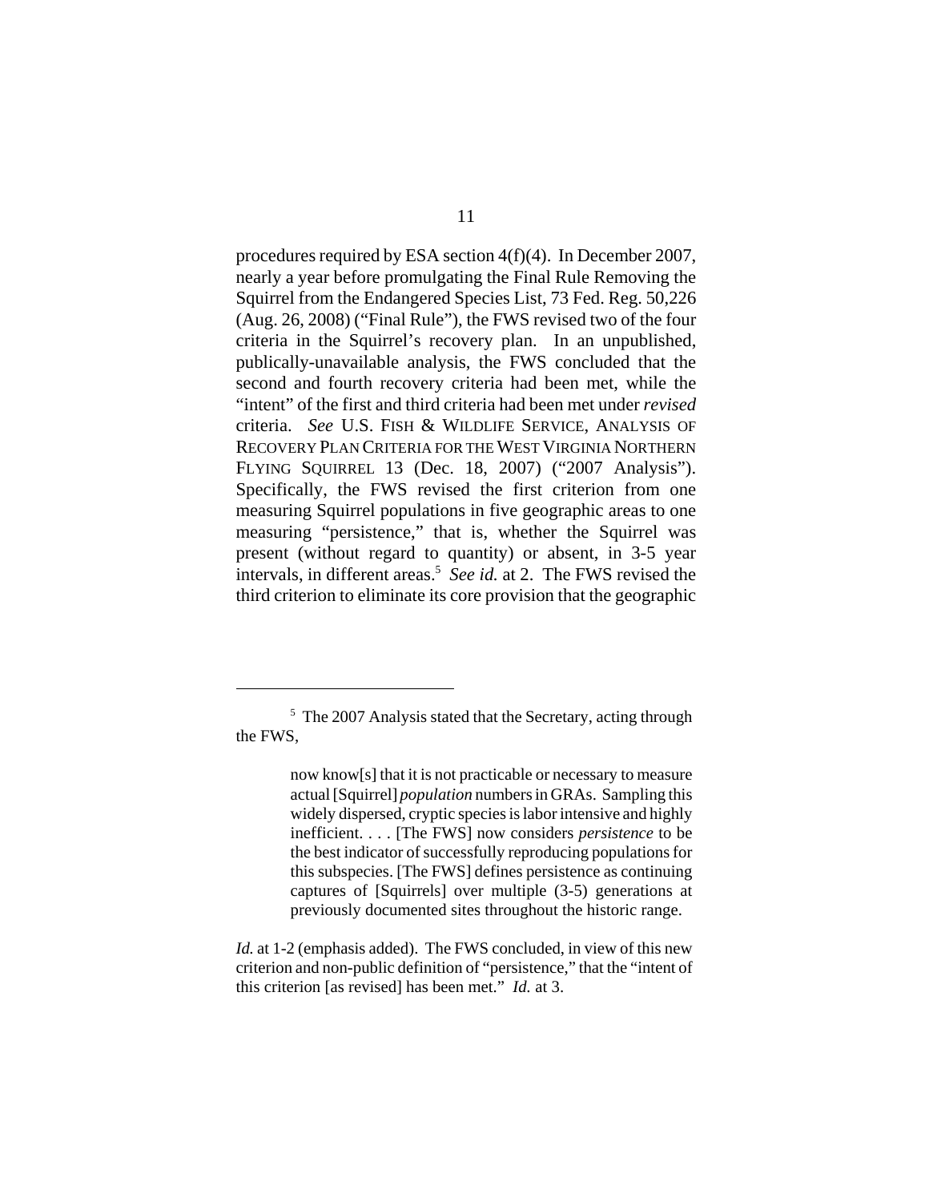procedures required by ESA section 4(f)(4). In December 2007, nearly a year before promulgating the Final Rule Removing the Squirrel from the Endangered Species List, 73 Fed. Reg. 50,226 (Aug. 26, 2008) ("Final Rule"), the FWS revised two of the four criteria in the Squirrel's recovery plan. In an unpublished, publically-unavailable analysis, the FWS concluded that the second and fourth recovery criteria had been met, while the "intent" of the first and third criteria had been met under *revised* criteria. *See* U.S. FISH & WILDLIFE SERVICE, ANALYSIS OF RECOVERY PLAN CRITERIA FOR THE WEST VIRGINIA NORTHERN FLYING SQUIRREL 13 (Dec. 18, 2007) ("2007 Analysis"). Specifically, the FWS revised the first criterion from one measuring Squirrel populations in five geographic areas to one measuring "persistence," that is, whether the Squirrel was present (without regard to quantity) or absent, in 3-5 year intervals, in different areas.[5] *See id.* at 2. The FWS revised the third criterion to eliminate its core provision that the geographic

---

[5] The 2007 Analysis stated that the Secretary, acting through the FWS,

> now know[s] that it is not practicable or necessary to measure actual [Squirrel] *population* numbers in GRAs. Sampling this widely dispersed, cryptic species is labor intensive and highly inefficient. . . . [The FWS] now considers *persistence* to be the best indicator of successfully reproducing populations for this subspecies. [The FWS] defines persistence as continuing captures of [Squirrels] over multiple (3-5) generations at previously documented sites throughout the historic range.

*Id.* at 1-2 (emphasis added). The FWS concluded, in view of this new criterion and non-public definition of "persistence," that the "intent of this criterion [as revised] has been met." *Id.* at 3.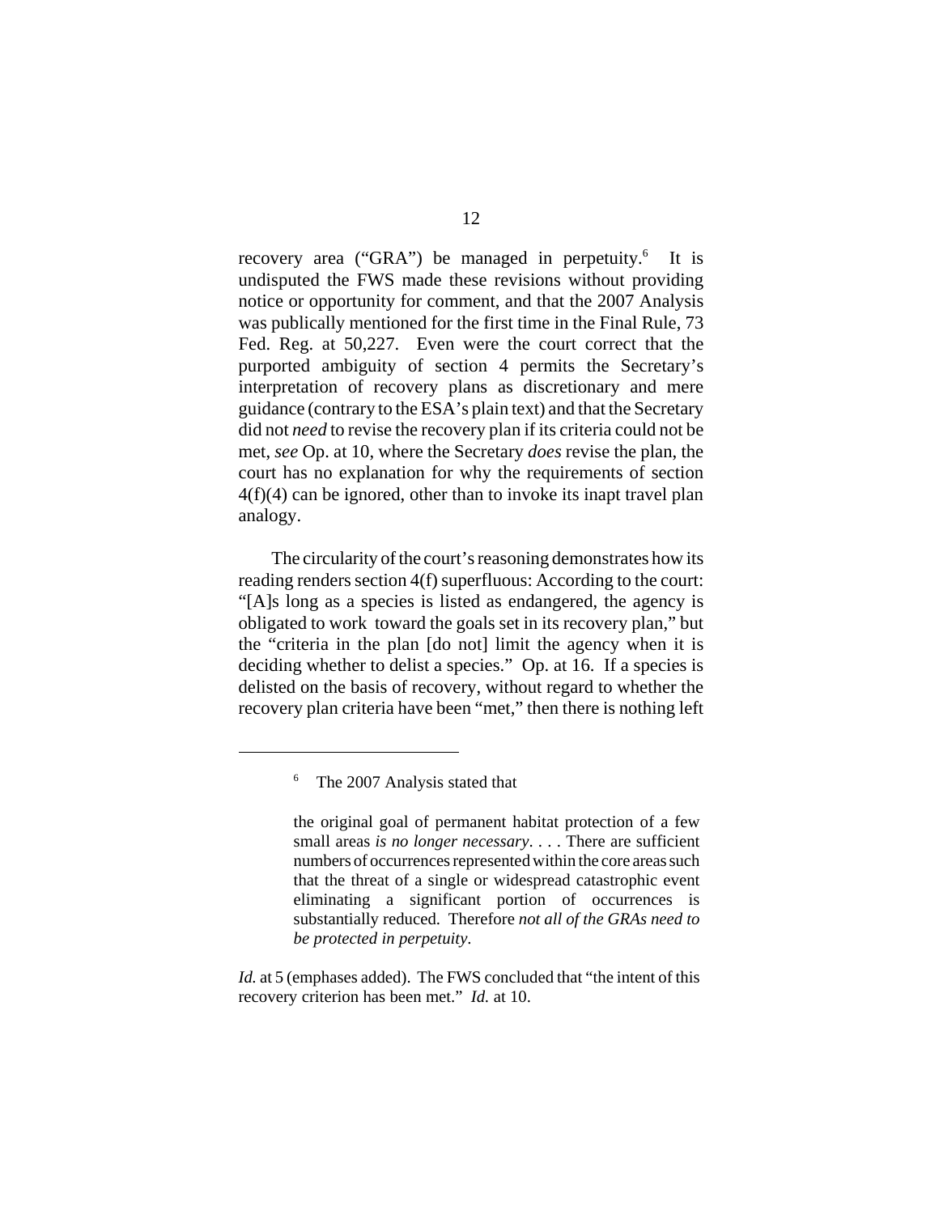recovery area ("GRA") be managed in perpetuity.[6] It is undisputed the FWS made these revisions without providing notice or opportunity for comment, and that the 2007 Analysis was publically mentioned for the first time in the Final Rule, 73 Fed. Reg. at 50,227. Even were the court correct that the purported ambiguity of section 4 permits the Secretary's interpretation of recovery plans as discretionary and mere guidance (contrary to the ESA's plain text) and that the Secretary did not *need* to revise the recovery plan if its criteria could not be met, *see* Op. at 10, where the Secretary *does* revise the plan, the court has no explanation for why the requirements of section 4(f)(4) can be ignored, other than to invoke its inapt travel plan analogy.

The circularity of the court's reasoning demonstrates how its reading renders section 4(f) superfluous: According to the court: "[A]s long as a species is listed as endangered, the agency is obligated to work toward the goals set in its recovery plan," but the "criteria in the plan [do not] limit the agency when it is deciding whether to delist a species." Op. at 16. If a species is delisted on the basis of recovery, without regard to whether the recovery plan criteria have been "met," then there is nothing left

---

[6] The 2007 Analysis stated that

> the original goal of permanent habitat protection of a few small areas *is no longer necessary*. . . . There are sufficient numbers of occurrences represented within the core areas such that the threat of a single or widespread catastrophic event eliminating a significant portion of occurrences is substantially reduced. Therefore *not all of the GRAs need to be protected in perpetuity*.

*Id.* at 5 (emphases added). The FWS concluded that "the intent of this recovery criterion has been met." *Id.* at 10.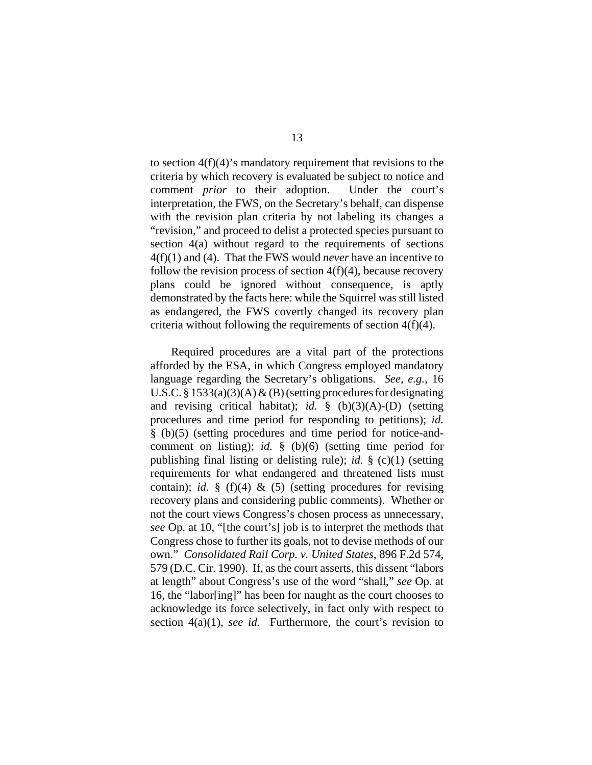to section 4(f)(4)'s mandatory requirement that revisions to the criteria by which recovery is evaluated be subject to notice and comment *prior* to their adoption. Under the court's interpretation, the FWS, on the Secretary's behalf, can dispense with the revision plan criteria by not labeling its changes a "revision," and proceed to delist a protected species pursuant to section 4(a) without regard to the requirements of sections 4(f)(1) and (4). That the FWS would *never* have an incentive to follow the revision process of section 4(f)(4), because recovery plans could be ignored without consequence, is aptly demonstrated by the facts here: while the Squirrel was still listed as endangered, the FWS covertly changed its recovery plan criteria without following the requirements of section 4(f)(4).

Required procedures are a vital part of the protections afforded by the ESA, in which Congress employed mandatory language regarding the Secretary's obligations. *See, e.g.*, 16 U.S.C. § 1533(a)(3)(A) & (B) (setting procedures for designating and revising critical habitat); *id.* § (b)(3)(A)-(D) (setting procedures and time period for responding to petitions); *id.* § (b)(5) (setting procedures and time period for notice-and-comment on listing); *id.* § (b)(6) (setting time period for publishing final listing or delisting rule); *id.* § (c)(1) (setting requirements for what endangered and threatened lists must contain); *id.* § (f)(4) & (5) (setting procedures for revising recovery plans and considering public comments). Whether or not the court views Congress's chosen process as unnecessary, *see* Op. at 10, "[the court's] job is to interpret the methods that Congress chose to further its goals, not to devise methods of our own." *Consolidated Rail Corp. v. United States*, 896 F.2d 574, 579 (D.C. Cir. 1990). If, as the court asserts, this dissent "labors at length" about Congress's use of the word "shall," *see* Op. at 16, the "labor[ing]" has been for naught as the court chooses to acknowledge its force selectively, in fact only with respect to section 4(a)(1), *see id.* Furthermore, the court's revision to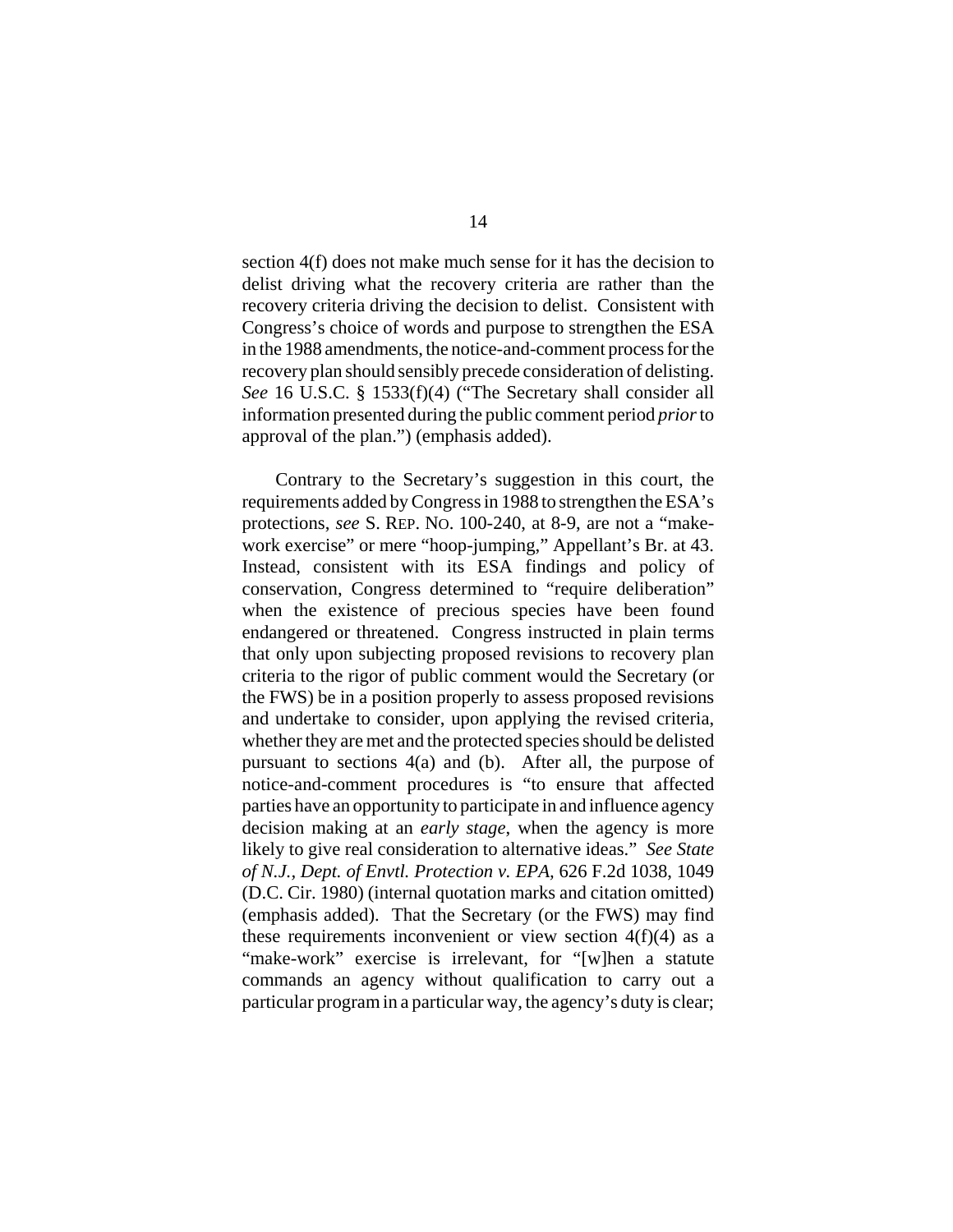section 4(f) does not make much sense for it has the decision to delist driving what the recovery criteria are rather than the recovery criteria driving the decision to delist. Consistent with Congress's choice of words and purpose to strengthen the ESA in the 1988 amendments, the notice-and-comment process for the recovery plan should sensibly precede consideration of delisting. *See* 16 U.S.C. § 1533(f)(4) ("The Secretary shall consider all information presented during the public comment period *prior* to approval of the plan.") (emphasis added).

Contrary to the Secretary's suggestion in this court, the requirements added by Congress in 1988 to strengthen the ESA's protections, *see* S. REP. NO. 100-240, at 8-9, are not a "make-work exercise" or mere "hoop-jumping," Appellant's Br. at 43. Instead, consistent with its ESA findings and policy of conservation, Congress determined to "require deliberation" when the existence of precious species have been found endangered or threatened. Congress instructed in plain terms that only upon subjecting proposed revisions to recovery plan criteria to the rigor of public comment would the Secretary (or the FWS) be in a position properly to assess proposed revisions and undertake to consider, upon applying the revised criteria, whether they are met and the protected species should be delisted pursuant to sections 4(a) and (b). After all, the purpose of notice-and-comment procedures is "to ensure that affected parties have an opportunity to participate in and influence agency decision making at an *early stage*, when the agency is more likely to give real consideration to alternative ideas." *See State of N.J., Dept. of Envtl. Protection v. EPA*, 626 F.2d 1038, 1049 (D.C. Cir. 1980) (internal quotation marks and citation omitted) (emphasis added). That the Secretary (or the FWS) may find these requirements inconvenient or view section 4(f)(4) as a "make-work" exercise is irrelevant, for "[w]hen a statute commands an agency without qualification to carry out a particular program in a particular way, the agency's duty is clear;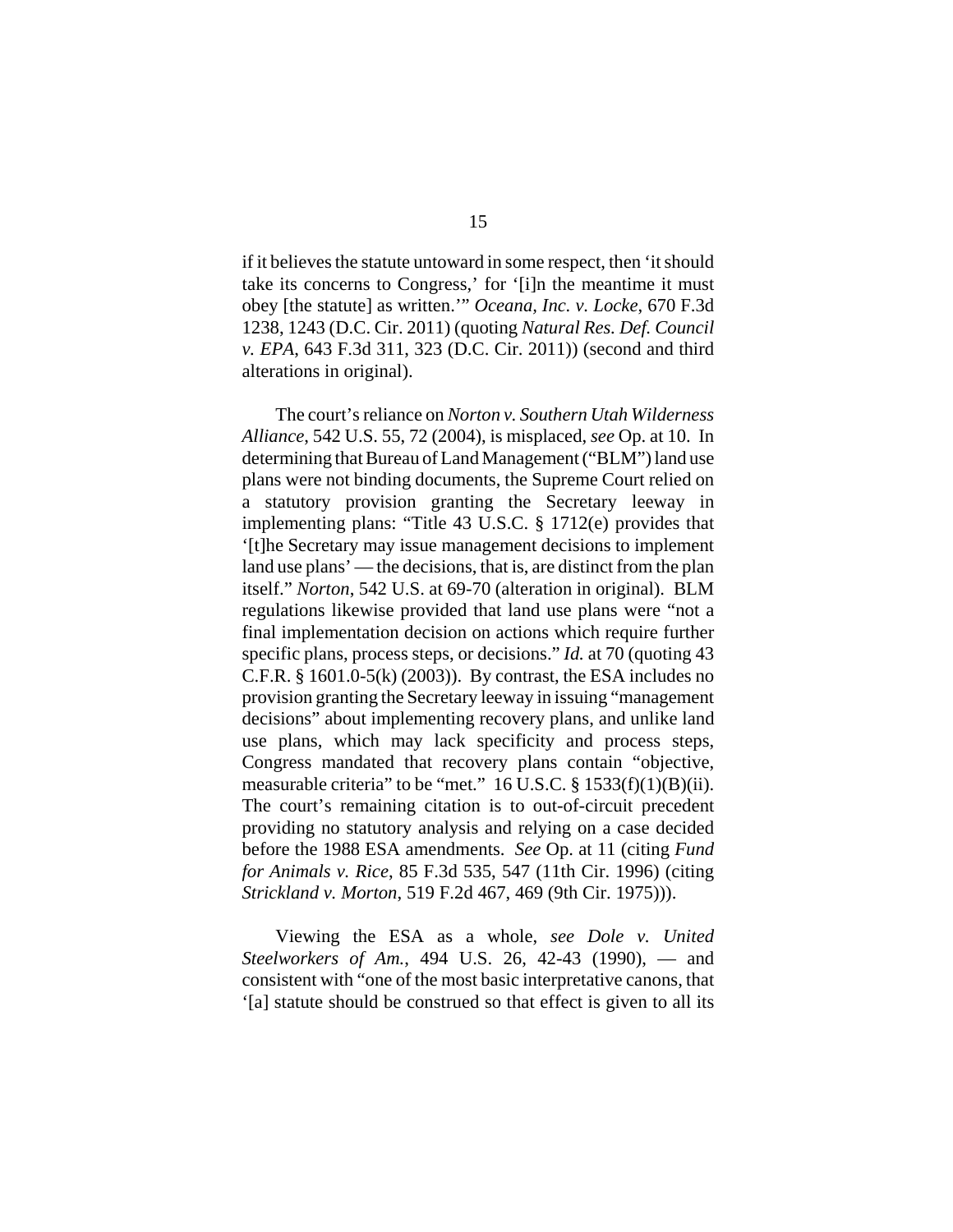if it believes the statute untoward in some respect, then 'it should take its concerns to Congress,' for '[i]n the meantime it must obey [the statute] as written.'" *Oceana, Inc. v. Locke*, 670 F.3d 1238, 1243 (D.C. Cir. 2011) (quoting *Natural Res. Def. Council v. EPA*, 643 F.3d 311, 323 (D.C. Cir. 2011)) (second and third alterations in original).

The court's reliance on *Norton v. Southern Utah Wilderness Alliance*, 542 U.S. 55, 72 (2004), is misplaced, *see* Op. at 10. In determining that Bureau of Land Management ("BLM") land use plans were not binding documents, the Supreme Court relied on a statutory provision granting the Secretary leeway in implementing plans: "Title 43 U.S.C. § 1712(e) provides that '[t]he Secretary may issue management decisions to implement land use plans' — the decisions, that is, are distinct from the plan itself." *Norton*, 542 U.S. at 69-70 (alteration in original). BLM regulations likewise provided that land use plans were "not a final implementation decision on actions which require further specific plans, process steps, or decisions." *Id.* at 70 (quoting 43 C.F.R. § 1601.0-5(k) (2003)). By contrast, the ESA includes no provision granting the Secretary leeway in issuing "management decisions" about implementing recovery plans, and unlike land use plans, which may lack specificity and process steps, Congress mandated that recovery plans contain "objective, measurable criteria" to be "met." 16 U.S.C. § 1533(f)(1)(B)(ii). The court's remaining citation is to out-of-circuit precedent providing no statutory analysis and relying on a case decided before the 1988 ESA amendments. *See* Op. at 11 (citing *Fund for Animals v. Rice*, 85 F.3d 535, 547 (11th Cir. 1996) (citing *Strickland v. Morton*, 519 F.2d 467, 469 (9th Cir. 1975))).

Viewing the ESA as a whole, *see Dole v. United Steelworkers of Am.*, 494 U.S. 26, 42-43 (1990), — and consistent with "one of the most basic interpretative canons, that '[a] statute should be construed so that effect is given to all its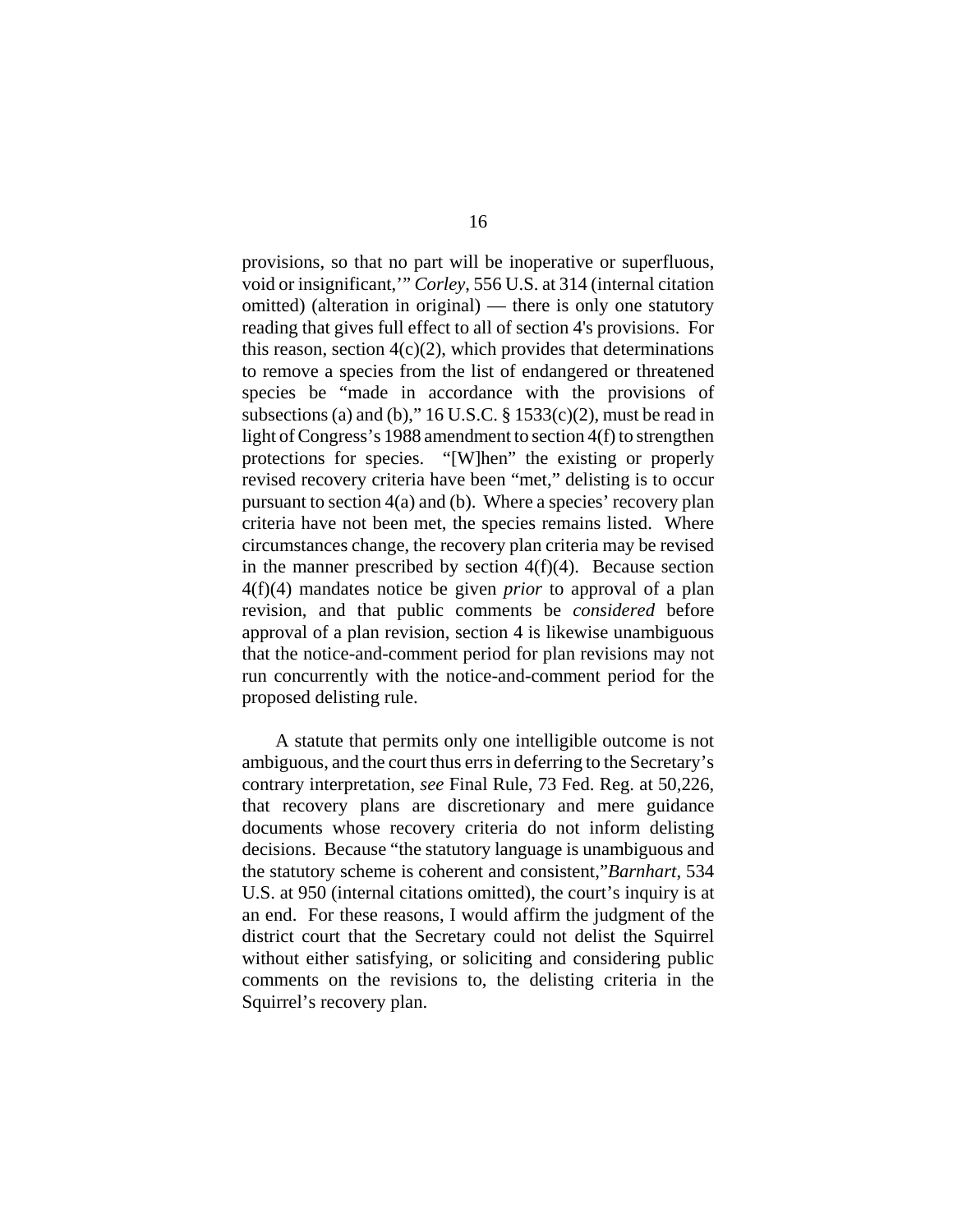provisions, so that no part will be inoperative or superfluous, void or insignificant,'" *Corley*, 556 U.S. at 314 (internal citation omitted) (alteration in original) — there is only one statutory reading that gives full effect to all of section 4's provisions. For this reason, section 4(c)(2), which provides that determinations to remove a species from the list of endangered or threatened species be "made in accordance with the provisions of subsections (a) and (b)," 16 U.S.C. § 1533(c)(2), must be read in light of Congress's 1988 amendment to section 4(f) to strengthen protections for species. "[W]hen" the existing or properly revised recovery criteria have been "met," delisting is to occur pursuant to section 4(a) and (b). Where a species' recovery plan criteria have not been met, the species remains listed. Where circumstances change, the recovery plan criteria may be revised in the manner prescribed by section 4(f)(4). Because section 4(f)(4) mandates notice be given *prior* to approval of a plan revision, and that public comments be *considered* before approval of a plan revision, section 4 is likewise unambiguous that the notice-and-comment period for plan revisions may not run concurrently with the notice-and-comment period for the proposed delisting rule.

A statute that permits only one intelligible outcome is not ambiguous, and the court thus errs in deferring to the Secretary's contrary interpretation, *see* Final Rule, 73 Fed. Reg. at 50,226, that recovery plans are discretionary and mere guidance documents whose recovery criteria do not inform delisting decisions. Because "the statutory language is unambiguous and the statutory scheme is coherent and consistent,"*Barnhart*, 534 U.S. at 950 (internal citations omitted), the court's inquiry is at an end. For these reasons, I would affirm the judgment of the district court that the Secretary could not delist the Squirrel without either satisfying, or soliciting and considering public comments on the revisions to, the delisting criteria in the Squirrel's recovery plan.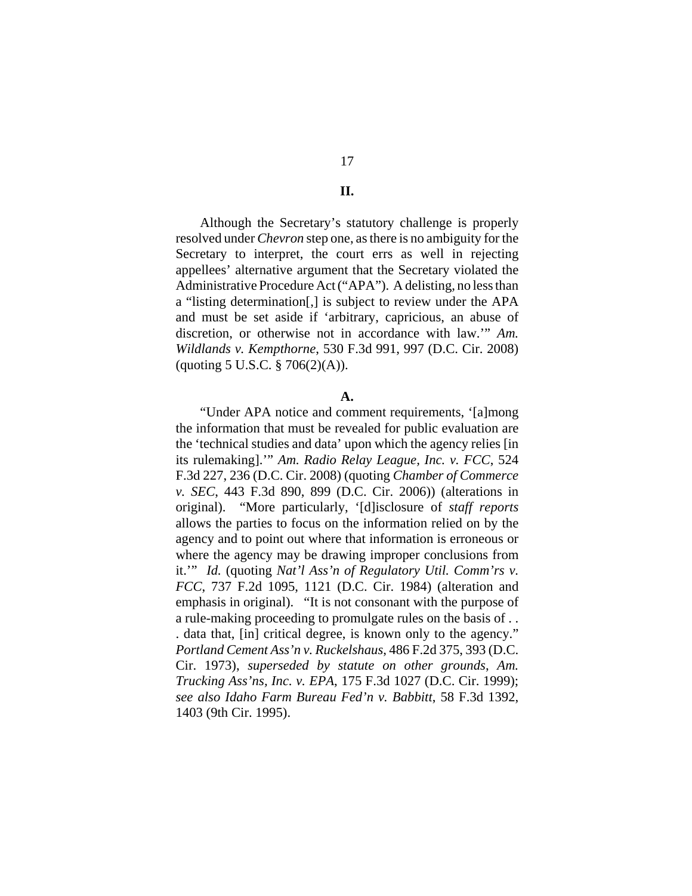## II.

Although the Secretary's statutory challenge is properly resolved under *Chevron* step one, as there is no ambiguity for the Secretary to interpret, the court errs as well in rejecting appellees' alternative argument that the Secretary violated the Administrative Procedure Act ("APA"). A delisting, no less than a "listing determination[,] is subject to review under the APA and must be set aside if 'arbitrary, capricious, an abuse of discretion, or otherwise not in accordance with law.'" *Am. Wildlands v. Kempthorne*, 530 F.3d 991, 997 (D.C. Cir. 2008) (quoting 5 U.S.C. § 706(2)(A)).

### A.

"Under APA notice and comment requirements, '[a]mong the information that must be revealed for public evaluation are the 'technical studies and data' upon which the agency relies [in its rulemaking].'" *Am. Radio Relay League, Inc. v. FCC*, 524 F.3d 227, 236 (D.C. Cir. 2008) (quoting *Chamber of Commerce v. SEC*, 443 F.3d 890, 899 (D.C. Cir. 2006)) (alterations in original). "More particularly, '[d]isclosure of *staff reports* allows the parties to focus on the information relied on by the agency and to point out where that information is erroneous or where the agency may be drawing improper conclusions from it.'" *Id.* (quoting *Nat'l Ass'n of Regulatory Util. Comm'rs v. FCC*, 737 F.2d 1095, 1121 (D.C. Cir. 1984) (alteration and emphasis in original). "It is not consonant with the purpose of a rule-making proceeding to promulgate rules on the basis of . . . data that, [in] critical degree, is known only to the agency." *Portland Cement Ass'n v. Ruckelshaus*, 486 F.2d 375, 393 (D.C. Cir. 1973), *superseded by statute on other grounds*, *Am. Trucking Ass'ns, Inc. v. EPA*, 175 F.3d 1027 (D.C. Cir. 1999); *see also Idaho Farm Bureau Fed'n v. Babbitt*, 58 F.3d 1392, 1403 (9th Cir. 1995).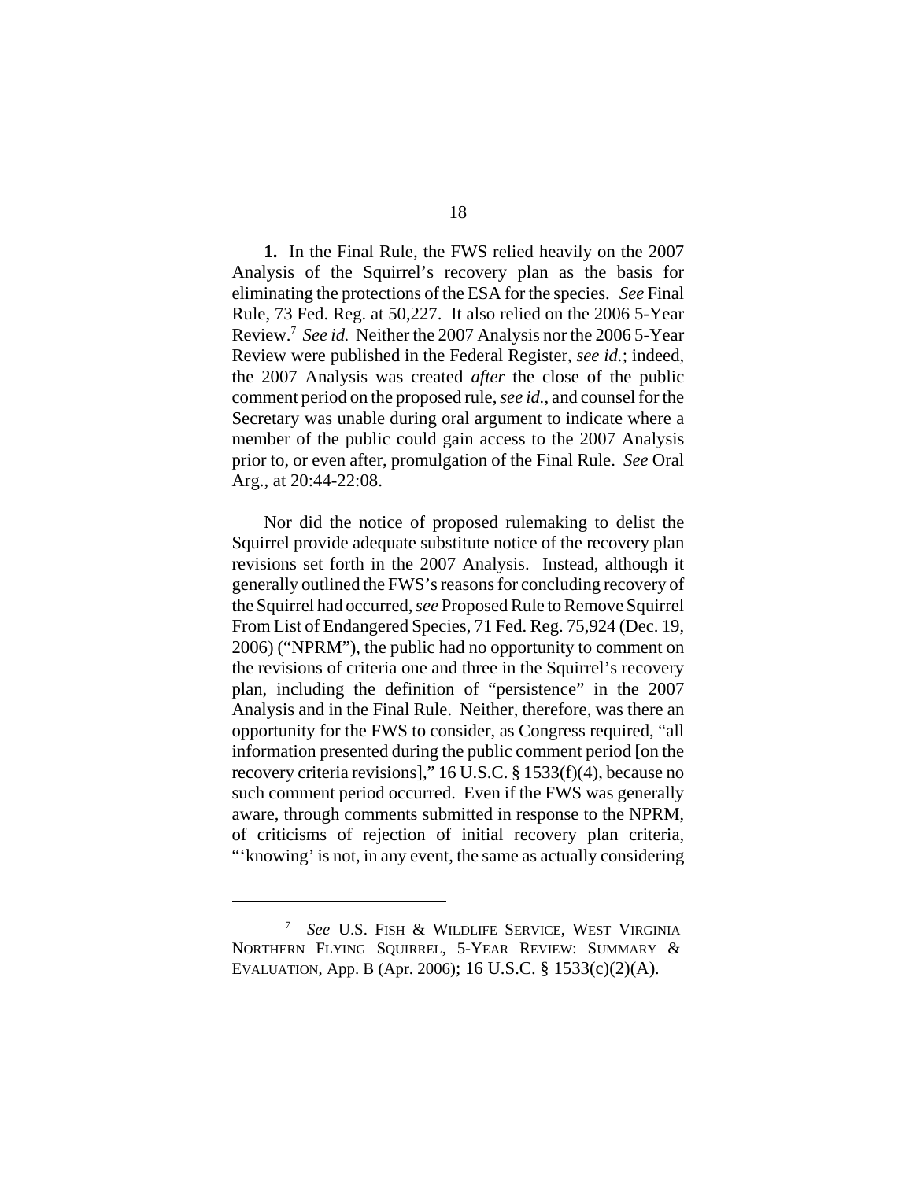**1.** In the Final Rule, the FWS relied heavily on the 2007 Analysis of the Squirrel's recovery plan as the basis for eliminating the protections of the ESA for the species. *See* Final Rule, 73 Fed. Reg. at 50,227. It also relied on the 2006 5-Year Review.[7] *See id.* Neither the 2007 Analysis nor the 2006 5-Year Review were published in the Federal Register, *see id.*; indeed, the 2007 Analysis was created *after* the close of the public comment period on the proposed rule, *see id.*, and counsel for the Secretary was unable during oral argument to indicate where a member of the public could gain access to the 2007 Analysis prior to, or even after, promulgation of the Final Rule. *See* Oral Arg., at 20:44-22:08.

Nor did the notice of proposed rulemaking to delist the Squirrel provide adequate substitute notice of the recovery plan revisions set forth in the 2007 Analysis. Instead, although it generally outlined the FWS's reasons for concluding recovery of the Squirrel had occurred, *see* Proposed Rule to Remove Squirrel From List of Endangered Species, 71 Fed. Reg. 75,924 (Dec. 19, 2006) ("NPRM"), the public had no opportunity to comment on the revisions of criteria one and three in the Squirrel's recovery plan, including the definition of "persistence" in the 2007 Analysis and in the Final Rule. Neither, therefore, was there an opportunity for the FWS to consider, as Congress required, "all information presented during the public comment period [on the recovery criteria revisions]," 16 U.S.C. § 1533(f)(4), because no such comment period occurred. Even if the FWS was generally aware, through comments submitted in response to the NPRM, of criticisms of rejection of initial recovery plan criteria, "'knowing' is not, in any event, the same as actually considering

---

[7] *See* U.S. FISH & WILDLIFE SERVICE, WEST VIRGINIA NORTHERN FLYING SQUIRREL, 5-YEAR REVIEW: SUMMARY & EVALUATION, App. B (Apr. 2006); 16 U.S.C. § 1533(c)(2)(A).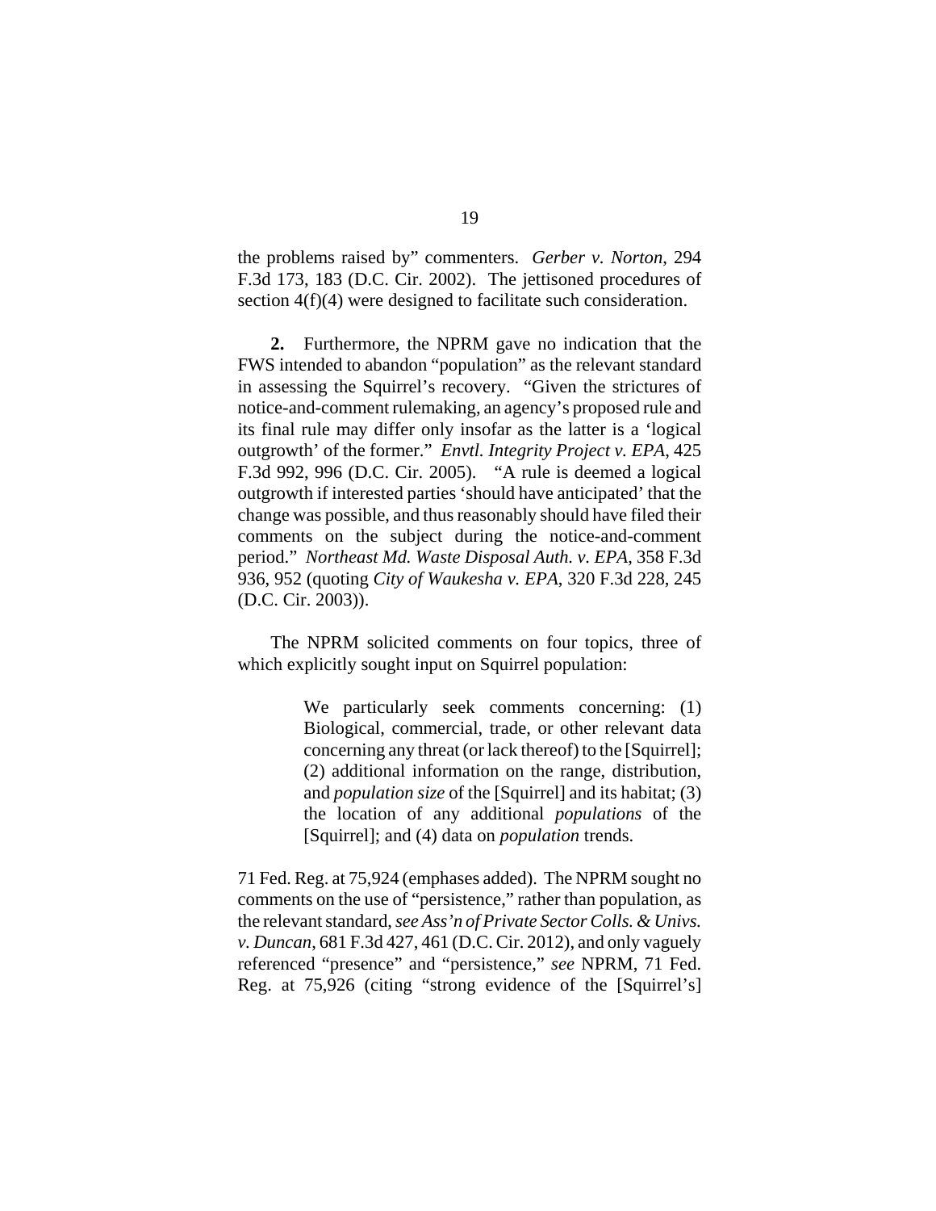the problems raised by" commenters. *Gerber v. Norton*, 294 F.3d 173, 183 (D.C. Cir. 2002). The jettisoned procedures of section 4(f)(4) were designed to facilitate such consideration.

**2.** Furthermore, the NPRM gave no indication that the FWS intended to abandon "population" as the relevant standard in assessing the Squirrel's recovery. "Given the strictures of notice-and-comment rulemaking, an agency's proposed rule and its final rule may differ only insofar as the latter is a 'logical outgrowth' of the former." *Envtl. Integrity Project v. EPA*, 425 F.3d 992, 996 (D.C. Cir. 2005). "A rule is deemed a logical outgrowth if interested parties 'should have anticipated' that the change was possible, and thus reasonably should have filed their comments on the subject during the notice-and-comment period." *Northeast Md. Waste Disposal Auth. v. EPA*, 358 F.3d 936, 952 (quoting *City of Waukesha v. EPA*, 320 F.3d 228, 245 (D.C. Cir. 2003)).

The NPRM solicited comments on four topics, three of which explicitly sought input on Squirrel population:

> We particularly seek comments concerning: (1) Biological, commercial, trade, or other relevant data concerning any threat (or lack thereof) to the [Squirrel]; (2) additional information on the range, distribution, and *population size* of the [Squirrel] and its habitat; (3) the location of any additional *populations* of the [Squirrel]; and (4) data on *population* trends.

71 Fed. Reg. at 75,924 (emphases added). The NPRM sought no comments on the use of "persistence," rather than population, as the relevant standard, *see Ass'n of Private Sector Colls. & Univs. v. Duncan*, 681 F.3d 427, 461 (D.C. Cir. 2012), and only vaguely referenced "presence" and "persistence," *see* NPRM, 71 Fed. Reg. at 75,926 (citing "strong evidence of the [Squirrel's]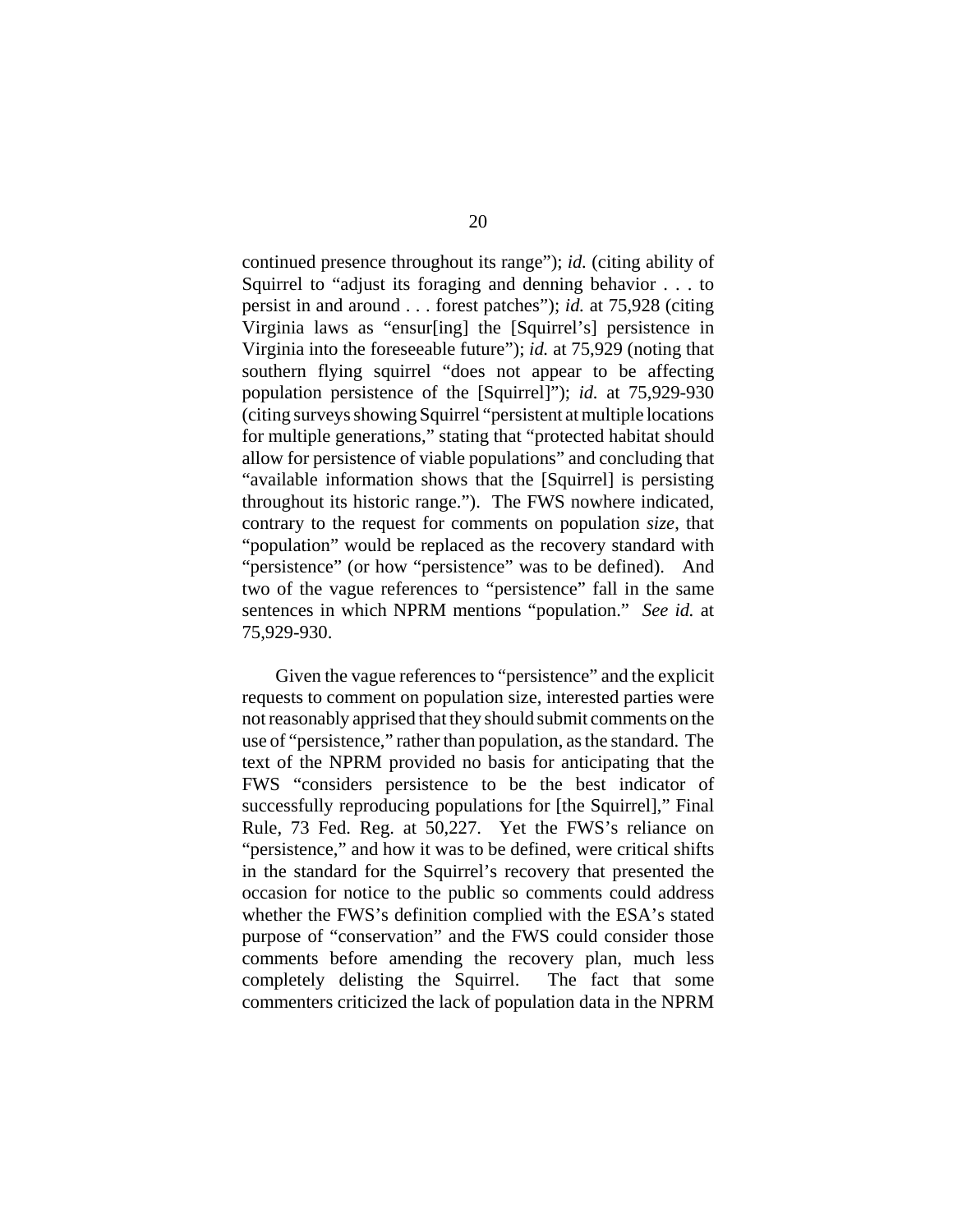continued presence throughout its range"); *id.* (citing ability of Squirrel to "adjust its foraging and denning behavior . . . to persist in and around . . . forest patches"); *id.* at 75,928 (citing Virginia laws as "ensur[ing] the [Squirrel's] persistence in Virginia into the foreseeable future"); *id.* at 75,929 (noting that southern flying squirrel "does not appear to be affecting population persistence of the [Squirrel]"); *id.* at 75,929-930 (citing surveys showing Squirrel "persistent at multiple locations for multiple generations," stating that "protected habitat should allow for persistence of viable populations" and concluding that "available information shows that the [Squirrel] is persisting throughout its historic range."). The FWS nowhere indicated, contrary to the request for comments on population *size*, that "population" would be replaced as the recovery standard with "persistence" (or how "persistence" was to be defined). And two of the vague references to "persistence" fall in the same sentences in which NPRM mentions "population." *See id.* at 75,929-930.

Given the vague references to "persistence" and the explicit requests to comment on population size, interested parties were not reasonably apprised that they should submit comments on the use of "persistence," rather than population, as the standard. The text of the NPRM provided no basis for anticipating that the FWS "considers persistence to be the best indicator of successfully reproducing populations for [the Squirrel]," Final Rule, 73 Fed. Reg. at 50,227. Yet the FWS's reliance on "persistence," and how it was to be defined, were critical shifts in the standard for the Squirrel's recovery that presented the occasion for notice to the public so comments could address whether the FWS's definition complied with the ESA's stated purpose of "conservation" and the FWS could consider those comments before amending the recovery plan, much less completely delisting the Squirrel. The fact that some commenters criticized the lack of population data in the NPRM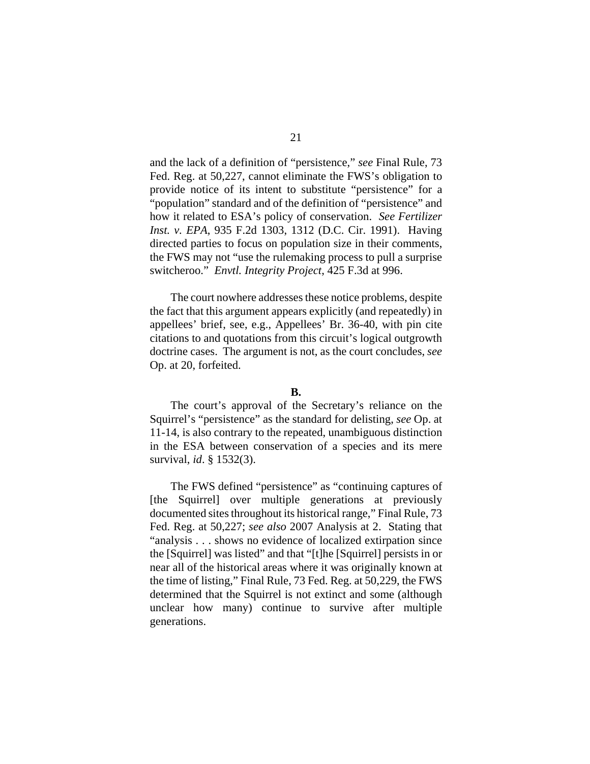and the lack of a definition of "persistence," *see* Final Rule, 73 Fed. Reg. at 50,227, cannot eliminate the FWS's obligation to provide notice of its intent to substitute "persistence" for a "population" standard and of the definition of "persistence" and how it related to ESA's policy of conservation. *See Fertilizer Inst. v. EPA*, 935 F.2d 1303, 1312 (D.C. Cir. 1991). Having directed parties to focus on population size in their comments, the FWS may not "use the rulemaking process to pull a surprise switcheroo." *Envtl. Integrity Project*, 425 F.3d at 996.

The court nowhere addresses these notice problems, despite the fact that this argument appears explicitly (and repeatedly) in appellees' brief, see, e.g., Appellees' Br. 36-40, with pin cite citations to and quotations from this circuit's logical outgrowth doctrine cases. The argument is not, as the court concludes, *see* Op. at 20, forfeited.

**B.**

The court's approval of the Secretary's reliance on the Squirrel's "persistence" as the standard for delisting, *see* Op. at 11-14, is also contrary to the repeated, unambiguous distinction in the ESA between conservation of a species and its mere survival, *id*. § 1532(3).

The FWS defined "persistence" as "continuing captures of [the Squirrel] over multiple generations at previously documented sites throughout its historical range," Final Rule, 73 Fed. Reg. at 50,227; *see also* 2007 Analysis at 2. Stating that "analysis . . . shows no evidence of localized extirpation since the [Squirrel] was listed" and that "[t]he [Squirrel] persists in or near all of the historical areas where it was originally known at the time of listing," Final Rule, 73 Fed. Reg. at 50,229, the FWS determined that the Squirrel is not extinct and some (although unclear how many) continue to survive after multiple generations.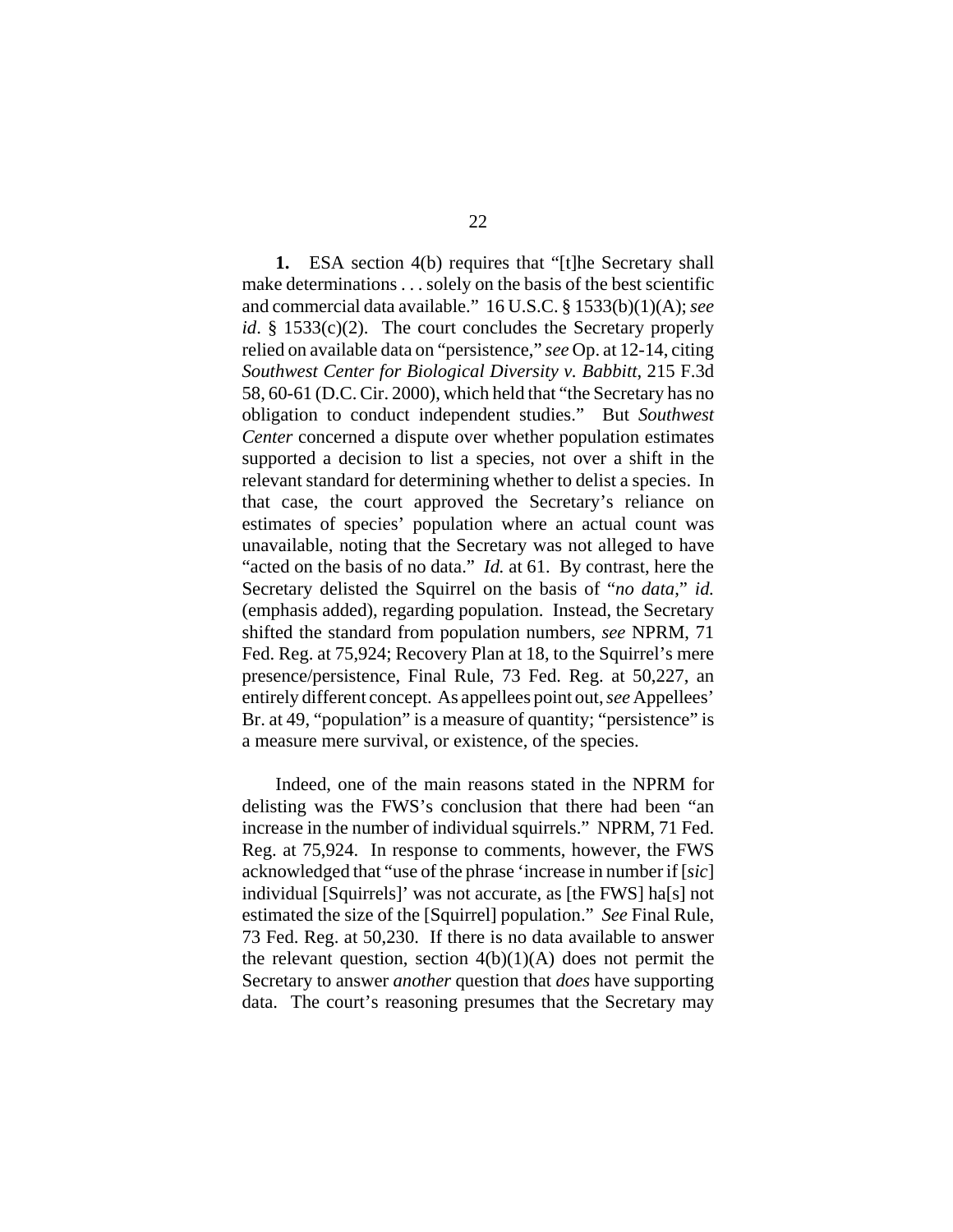**1.** ESA section 4(b) requires that "[t]he Secretary shall make determinations . . . solely on the basis of the best scientific and commercial data available." 16 U.S.C. § 1533(b)(1)(A); *see id*. § 1533(c)(2). The court concludes the Secretary properly relied on available data on "persistence," *see* Op. at 12-14, citing *Southwest Center for Biological Diversity v. Babbitt*, 215 F.3d 58, 60-61 (D.C. Cir. 2000), which held that "the Secretary has no obligation to conduct independent studies." But *Southwest Center* concerned a dispute over whether population estimates supported a decision to list a species, not over a shift in the relevant standard for determining whether to delist a species. In that case, the court approved the Secretary's reliance on estimates of species' population where an actual count was unavailable, noting that the Secretary was not alleged to have "acted on the basis of no data." *Id.* at 61. By contrast, here the Secretary delisted the Squirrel on the basis of "*no data*," *id.* (emphasis added), regarding population. Instead, the Secretary shifted the standard from population numbers, *see* NPRM, 71 Fed. Reg. at 75,924; Recovery Plan at 18, to the Squirrel's mere presence/persistence, Final Rule, 73 Fed. Reg. at 50,227, an entirely different concept. As appellees point out, *see* Appellees' Br. at 49, "population" is a measure of quantity; "persistence" is a measure mere survival, or existence, of the species.

Indeed, one of the main reasons stated in the NPRM for delisting was the FWS's conclusion that there had been "an increase in the number of individual squirrels." NPRM, 71 Fed. Reg. at 75,924. In response to comments, however, the FWS acknowledged that "use of the phrase 'increase in number if [*sic*] individual [Squirrels]' was not accurate, as [the FWS] ha[s] not estimated the size of the [Squirrel] population." *See* Final Rule, 73 Fed. Reg. at 50,230. If there is no data available to answer the relevant question, section 4(b)(1)(A) does not permit the Secretary to answer *another* question that *does* have supporting data. The court's reasoning presumes that the Secretary may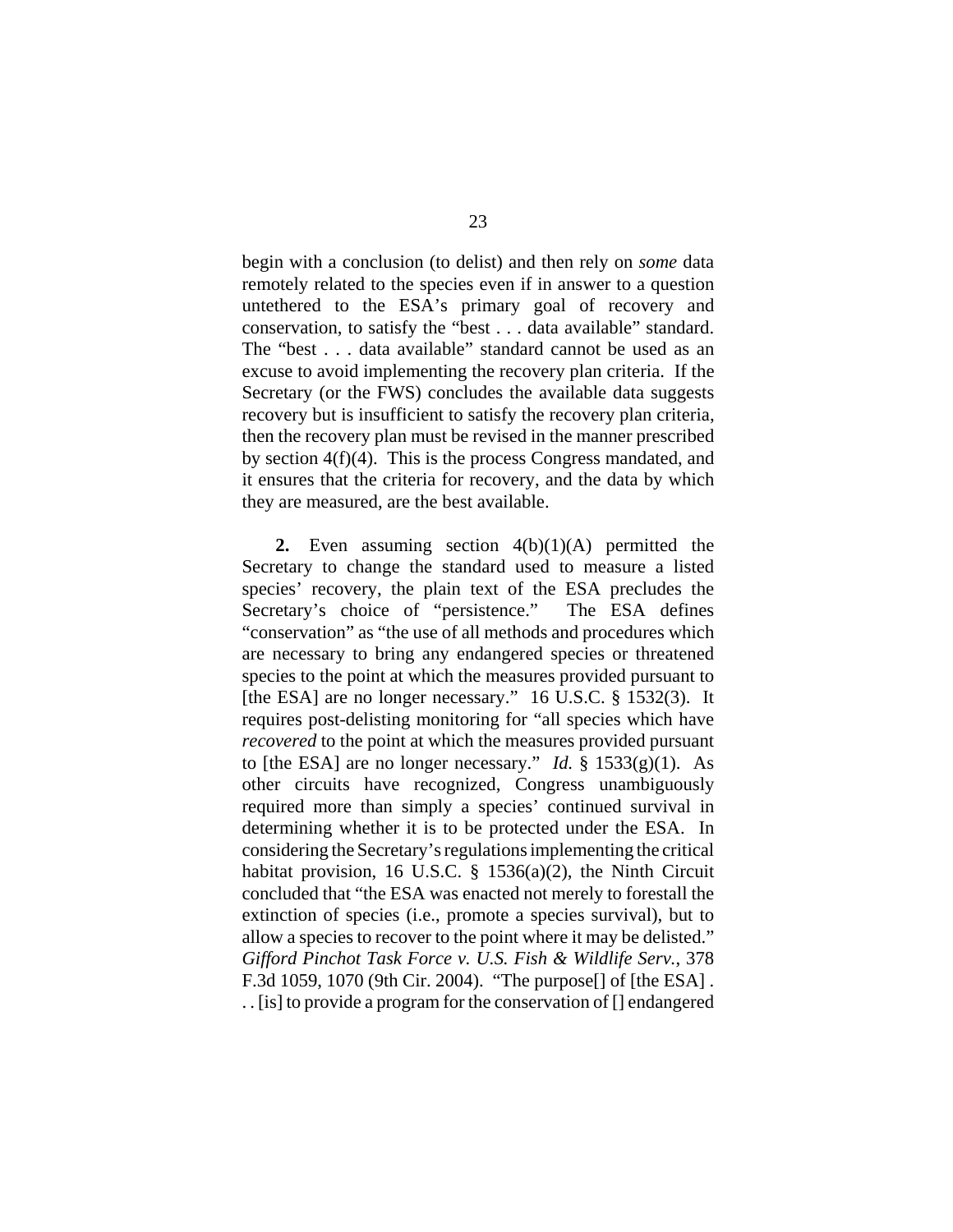begin with a conclusion (to delist) and then rely on *some* data remotely related to the species even if in answer to a question untethered to the ESA's primary goal of recovery and conservation, to satisfy the "best . . . data available" standard. The "best . . . data available" standard cannot be used as an excuse to avoid implementing the recovery plan criteria. If the Secretary (or the FWS) concludes the available data suggests recovery but is insufficient to satisfy the recovery plan criteria, then the recovery plan must be revised in the manner prescribed by section 4(f)(4). This is the process Congress mandated, and it ensures that the criteria for recovery, and the data by which they are measured, are the best available.

**2.** Even assuming section 4(b)(1)(A) permitted the Secretary to change the standard used to measure a listed species' recovery, the plain text of the ESA precludes the Secretary's choice of "persistence." The ESA defines "conservation" as "the use of all methods and procedures which are necessary to bring any endangered species or threatened species to the point at which the measures provided pursuant to [the ESA] are no longer necessary." 16 U.S.C. § 1532(3). It requires post-delisting monitoring for "all species which have *recovered* to the point at which the measures provided pursuant to [the ESA] are no longer necessary." *Id.* § 1533(g)(1). As other circuits have recognized, Congress unambiguously required more than simply a species' continued survival in determining whether it is to be protected under the ESA. In considering the Secretary's regulations implementing the critical habitat provision, 16 U.S.C. § 1536(a)(2), the Ninth Circuit concluded that "the ESA was enacted not merely to forestall the extinction of species (i.e., promote a species survival), but to allow a species to recover to the point where it may be delisted." *Gifford Pinchot Task Force v. U.S. Fish & Wildlife Serv.*, 378 F.3d 1059, 1070 (9th Cir. 2004). "The purpose[] of [the ESA] . . . [is] to provide a program for the conservation of [] endangered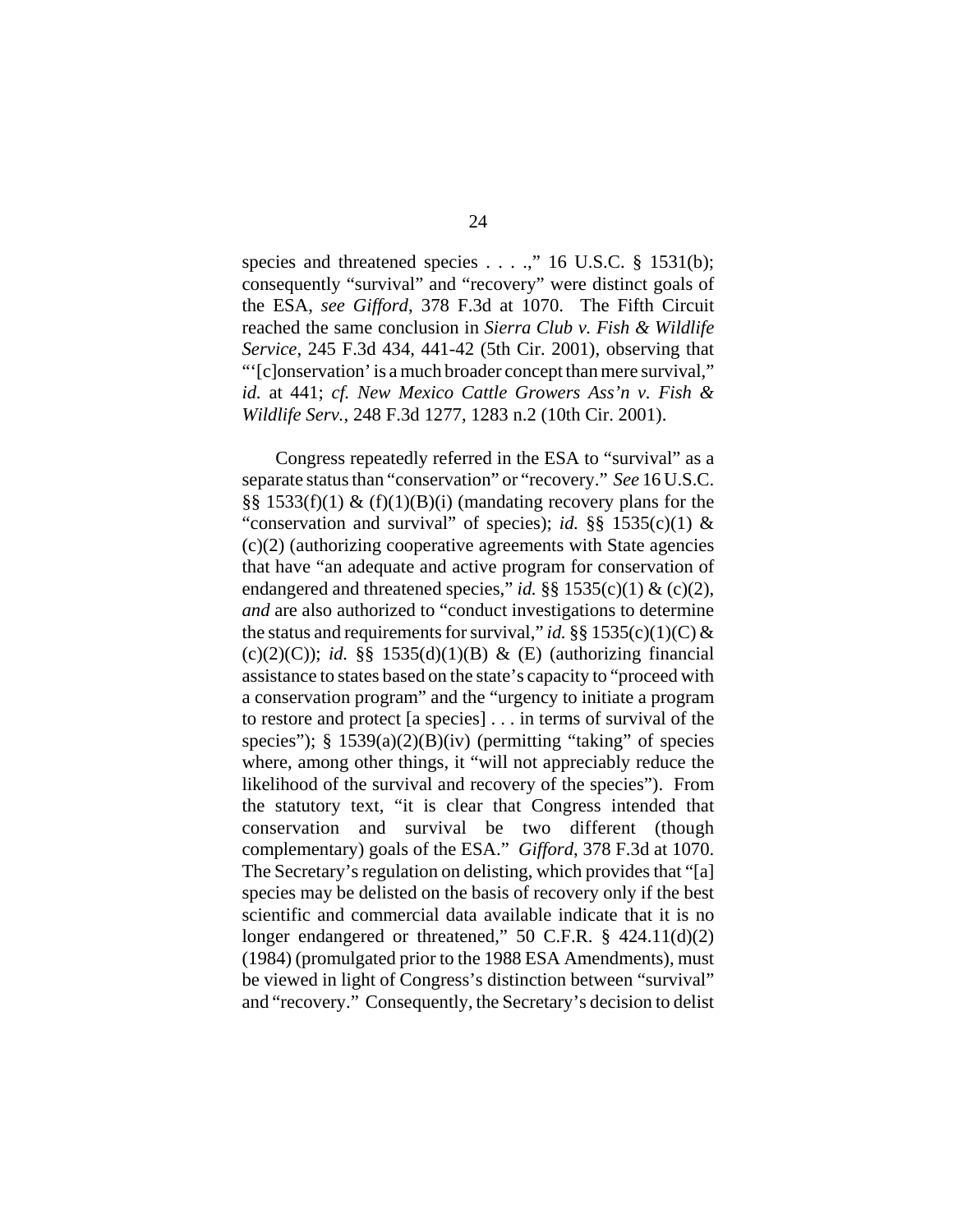species and threatened species . . . .," 16 U.S.C. § 1531(b); consequently "survival" and "recovery" were distinct goals of the ESA, *see Gifford*, 378 F.3d at 1070. The Fifth Circuit reached the same conclusion in *Sierra Club v. Fish & Wildlife Service*, 245 F.3d 434, 441-42 (5th Cir. 2001), observing that "'[c]onservation' is a much broader concept than mere survival," *id.* at 441; *cf. New Mexico Cattle Growers Ass'n v. Fish & Wildlife Serv.*, 248 F.3d 1277, 1283 n.2 (10th Cir. 2001).

Congress repeatedly referred in the ESA to "survival" as a separate status than "conservation" or "recovery." *See* 16 U.S.C. §§ 1533(f)(1) & (f)(1)(B)(i) (mandating recovery plans for the "conservation and survival" of species); *id.* §§ 1535(c)(1) & (c)(2) (authorizing cooperative agreements with State agencies that have "an adequate and active program for conservation of endangered and threatened species," *id.* §§ 1535(c)(1) & (c)(2), *and* are also authorized to "conduct investigations to determine the status and requirements for survival," *id.* §§ 1535(c)(1)(C) & (c)(2)(C)); *id.* §§ 1535(d)(1)(B) & (E) (authorizing financial assistance to states based on the state's capacity to "proceed with a conservation program" and the "urgency to initiate a program to restore and protect [a species] . . . in terms of survival of the species"); § 1539(a)(2)(B)(iv) (permitting "taking" of species where, among other things, it "will not appreciably reduce the likelihood of the survival and recovery of the species"). From the statutory text, "it is clear that Congress intended that conservation and survival be two different (though complementary) goals of the ESA." *Gifford*, 378 F.3d at 1070. The Secretary's regulation on delisting, which provides that "[a] species may be delisted on the basis of recovery only if the best scientific and commercial data available indicate that it is no longer endangered or threatened," 50 C.F.R. § 424.11(d)(2) (1984) (promulgated prior to the 1988 ESA Amendments), must be viewed in light of Congress's distinction between "survival" and "recovery." Consequently, the Secretary's decision to delist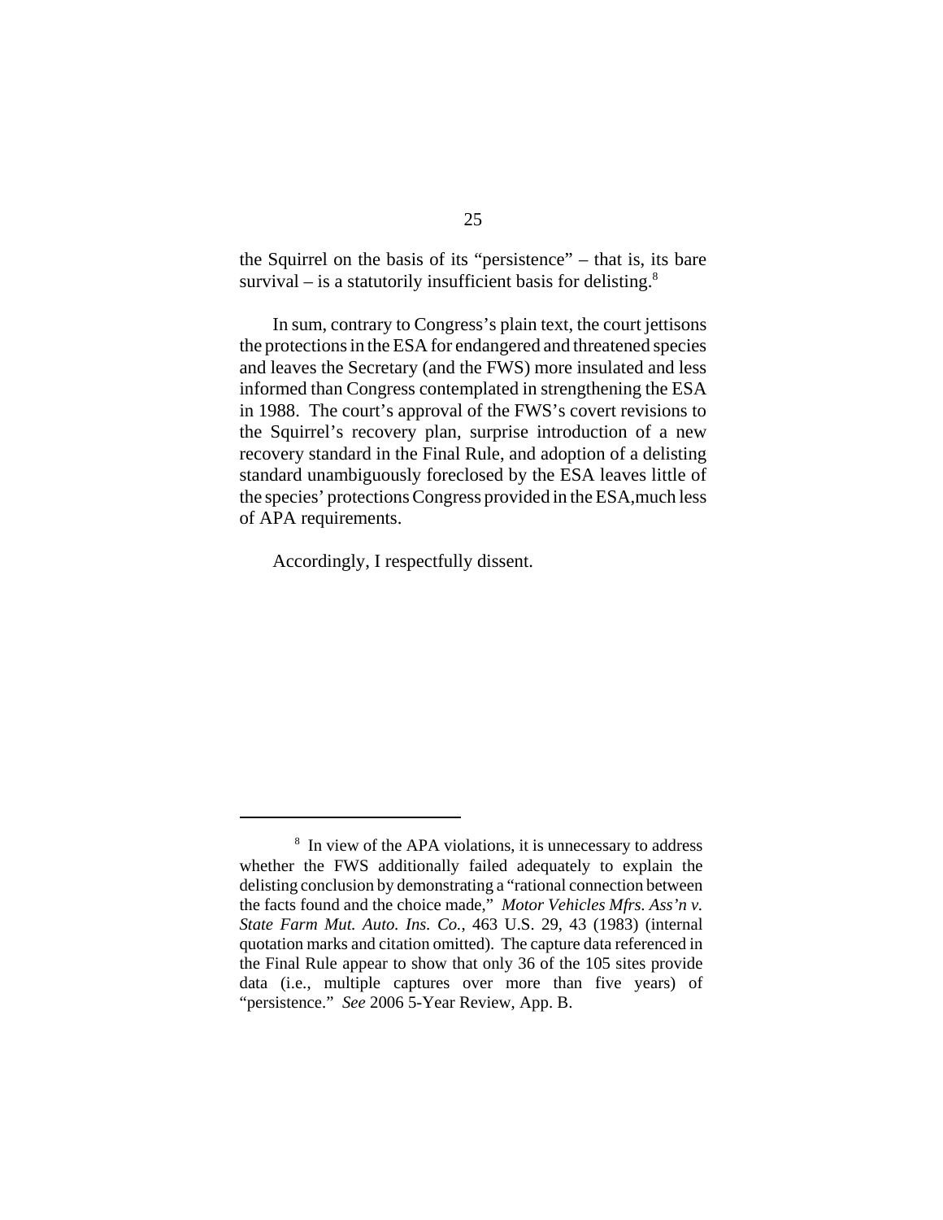the Squirrel on the basis of its "persistence" – that is, its bare survival – is a statutorily insufficient basis for delisting.[8]

In sum, contrary to Congress's plain text, the court jettisons the protections in the ESA for endangered and threatened species and leaves the Secretary (and the FWS) more insulated and less informed than Congress contemplated in strengthening the ESA in 1988. The court's approval of the FWS's covert revisions to the Squirrel's recovery plan, surprise introduction of a new recovery standard in the Final Rule, and adoption of a delisting standard unambiguously foreclosed by the ESA leaves little of the species' protections Congress provided in the ESA, much less of APA requirements.

Accordingly, I respectfully dissent.

---

[8] In view of the APA violations, it is unnecessary to address whether the FWS additionally failed adequately to explain the delisting conclusion by demonstrating a "rational connection between the facts found and the choice made," *Motor Vehicles Mfrs. Ass'n v. State Farm Mut. Auto. Ins. Co.*, 463 U.S. 29, 43 (1983) (internal quotation marks and citation omitted). The capture data referenced in the Final Rule appear to show that only 36 of the 105 sites provide data (i.e., multiple captures over more than five years) of "persistence." *See* 2006 5-Year Review, App. B.